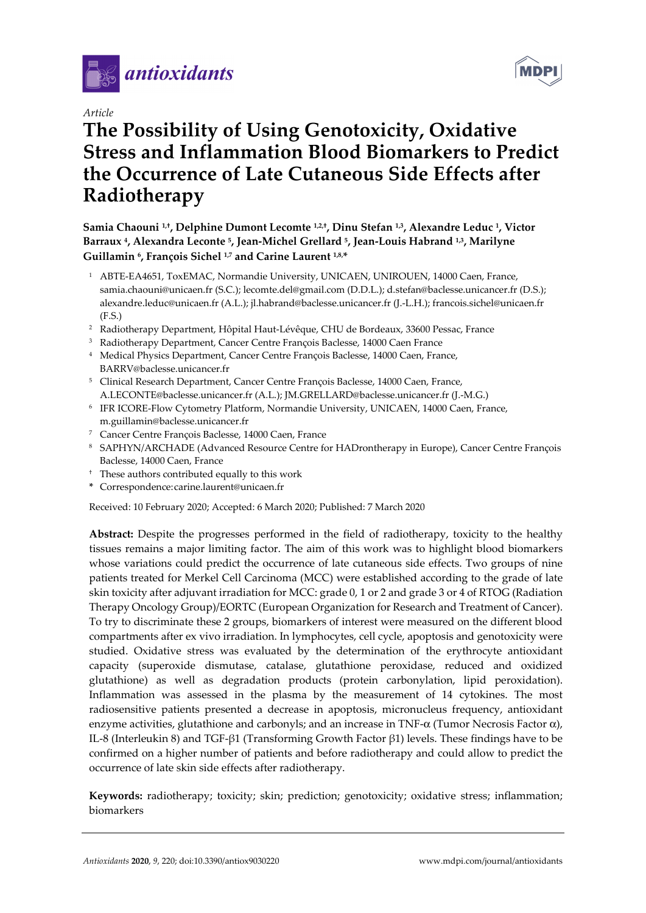*Article*

# The Possibility of Using Genotoxicity, Oxidative Stress and Inflammation Blood Biomarkers to Predict the Occurrence of Late Cutaneous Side Effects after Radiotherapy

**Samia Chaouni [1,†], Delphine Dumont Lecomte [1,2,†], Dinu Stefan [1,3], Alexandre Leduc [1], Victor Barraux [4], Alexandra Leconte [5], Jean-Michel Grellard [5], Jean-Louis Habrand [1,3], Marilyne Guillamin [6], François Sichel [1,7] and Carine Laurent [1,8,*]**

1. ABTE-EA4651, ToxEMAC, Normandie University, UNICAEN, UNIROUEN, 14000 Caen, France, samia.chaouni@unicaen.fr (S.C.); lecomte.del@gmail.com (D.D.L.); d.stefan@baclesse.unicancer.fr (D.S.); alexandre.leduc@unicaen.fr (A.L.); jl.habrand@baclesse.unicancer.fr (J.-L.H.); francois.sichel@unicaen.fr (F.S.)
2. Radiotherapy Department, Hôpital Haut-Lévêque, CHU de Bordeaux, 33600 Pessac, France
3. Radiotherapy Department, Cancer Centre François Baclesse, 14000 Caen France
4. Medical Physics Department, Cancer Centre François Baclesse, 14000 Caen, France, BARRV@baclesse.unicancer.fr
5. Clinical Research Department, Cancer Centre François Baclesse, 14000 Caen, France, A.LECONTE@baclesse.unicancer.fr (A.L.); JM.GRELLARD@baclesse.unicancer.fr (J.-M.G.)
6. IFR ICORE-Flow Cytometry Platform, Normandie University, UNICAEN, 14000 Caen, France, m.guillamin@baclesse.unicancer.fr
7. Cancer Centre François Baclesse, 14000 Caen, France
8. SAPHYN/ARCHADE (Advanced Resource Centre for HADrontherapy in Europe), Cancer Centre François Baclesse, 14000 Caen, France

† These authors contributed equally to this work

\* Correspondence: carine.laurent@unicaen.fr

Received: 10 February 2020; Accepted: 6 March 2020; Published: 7 March 2020

**Abstract:** Despite the progresses performed in the field of radiotherapy, toxicity to the healthy tissues remains a major limiting factor. The aim of this work was to highlight blood biomarkers whose variations could predict the occurrence of late cutaneous side effects. Two groups of nine patients treated for Merkel Cell Carcinoma (MCC) were established according to the grade of late skin toxicity after adjuvant irradiation for MCC: grade 0, 1 or 2 and grade 3 or 4 of RTOG (Radiation Therapy Oncology Group)/EORTC (European Organization for Research and Treatment of Cancer). To try to discriminate these 2 groups, biomarkers of interest were measured on the different blood compartments after ex vivo irradiation. In lymphocytes, cell cycle, apoptosis and genotoxicity were studied. Oxidative stress was evaluated by the determination of the erythrocyte antioxidant capacity (superoxide dismutase, catalase, glutathione peroxidase, reduced and oxidized glutathione) as well as degradation products (protein carbonylation, lipid peroxidation). Inflammation was assessed in the plasma by the measurement of 14 cytokines. The most radiosensitive patients presented a decrease in apoptosis, micronucleus frequency, antioxidant enzyme activities, glutathione and carbonyls; and an increase in TNF-α (Tumor Necrosis Factor α), IL-8 (Interleukin 8) and TGF-β1 (Transforming Growth Factor β1) levels. These findings have to be confirmed on a higher number of patients and before radiotherapy and could allow to predict the occurrence of late skin side effects after radiotherapy.

**Keywords:** radiotherapy; toxicity; skin; prediction; genotoxicity; oxidative stress; inflammation; biomarkers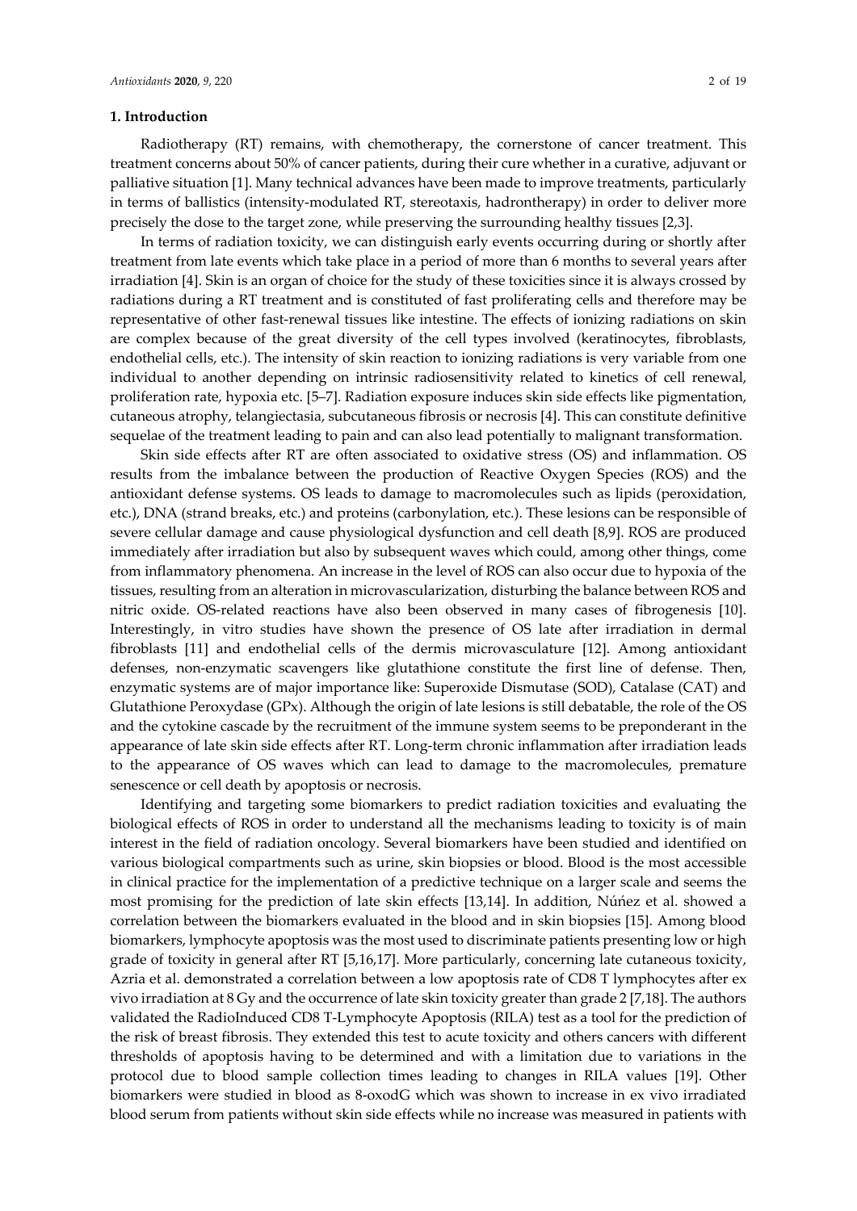## 1. Introduction

Radiotherapy (RT) remains, with chemotherapy, the cornerstone of cancer treatment. This treatment concerns about 50% of cancer patients, during their cure whether in a curative, adjuvant or palliative situation [1]. Many technical advances have been made to improve treatments, particularly in terms of ballistics (intensity-modulated RT, stereotaxis, hadrontherapy) in order to deliver more precisely the dose to the target zone, while preserving the surrounding healthy tissues [2,3].

In terms of radiation toxicity, we can distinguish early events occurring during or shortly after treatment from late events which take place in a period of more than 6 months to several years after irradiation [4]. Skin is an organ of choice for the study of these toxicities since it is always crossed by radiations during a RT treatment and is constituted of fast proliferating cells and therefore may be representative of other fast-renewal tissues like intestine. The effects of ionizing radiations on skin are complex because of the great diversity of the cell types involved (keratinocytes, fibroblasts, endothelial cells, etc.). The intensity of skin reaction to ionizing radiations is very variable from one individual to another depending on intrinsic radiosensitivity related to kinetics of cell renewal, proliferation rate, hypoxia etc. [5–7]. Radiation exposure induces skin side effects like pigmentation, cutaneous atrophy, telangiectasia, subcutaneous fibrosis or necrosis [4]. This can constitute definitive sequelae of the treatment leading to pain and can also lead potentially to malignant transformation.

Skin side effects after RT are often associated to oxidative stress (OS) and inflammation. OS results from the imbalance between the production of Reactive Oxygen Species (ROS) and the antioxidant defense systems. OS leads to damage to macromolecules such as lipids (peroxidation, etc.), DNA (strand breaks, etc.) and proteins (carbonylation, etc.). These lesions can be responsible of severe cellular damage and cause physiological dysfunction and cell death [8,9]. ROS are produced immediately after irradiation but also by subsequent waves which could, among other things, come from inflammatory phenomena. An increase in the level of ROS can also occur due to hypoxia of the tissues, resulting from an alteration in microvascularization, disturbing the balance between ROS and nitric oxide. OS-related reactions have also been observed in many cases of fibrogenesis [10]. Interestingly, in vitro studies have shown the presence of OS late after irradiation in dermal fibroblasts [11] and endothelial cells of the dermis microvasculature [12]. Among antioxidant defenses, non-enzymatic scavengers like glutathione constitute the first line of defense. Then, enzymatic systems are of major importance like: Superoxide Dismutase (SOD), Catalase (CAT) and Glutathione Peroxydase (GPx). Although the origin of late lesions is still debatable, the role of the OS and the cytokine cascade by the recruitment of the immune system seems to be preponderant in the appearance of late skin side effects after RT. Long-term chronic inflammation after irradiation leads to the appearance of OS waves which can lead to damage to the macromolecules, premature senescence or cell death by apoptosis or necrosis.

Identifying and targeting some biomarkers to predict radiation toxicities and evaluating the biological effects of ROS in order to understand all the mechanisms leading to toxicity is of main interest in the field of radiation oncology. Several biomarkers have been studied and identified on various biological compartments such as urine, skin biopsies or blood. Blood is the most accessible in clinical practice for the implementation of a predictive technique on a larger scale and seems the most promising for the prediction of late skin effects [13,14]. In addition, Núńez et al. showed a correlation between the biomarkers evaluated in the blood and in skin biopsies [15]. Among blood biomarkers, lymphocyte apoptosis was the most used to discriminate patients presenting low or high grade of toxicity in general after RT [5,16,17]. More particularly, concerning late cutaneous toxicity, Azria et al. demonstrated a correlation between a low apoptosis rate of CD8 T lymphocytes after ex vivo irradiation at 8 Gy and the occurrence of late skin toxicity greater than grade 2 [7,18]. The authors validated the RadioInduced CD8 T-Lymphocyte Apoptosis (RILA) test as a tool for the prediction of the risk of breast fibrosis. They extended this test to acute toxicity and others cancers with different thresholds of apoptosis having to be determined and with a limitation due to variations in the protocol due to blood sample collection times leading to changes in RILA values [19]. Other biomarkers were studied in blood as 8-oxodG which was shown to increase in ex vivo irradiated blood serum from patients without skin side effects while no increase was measured in patients with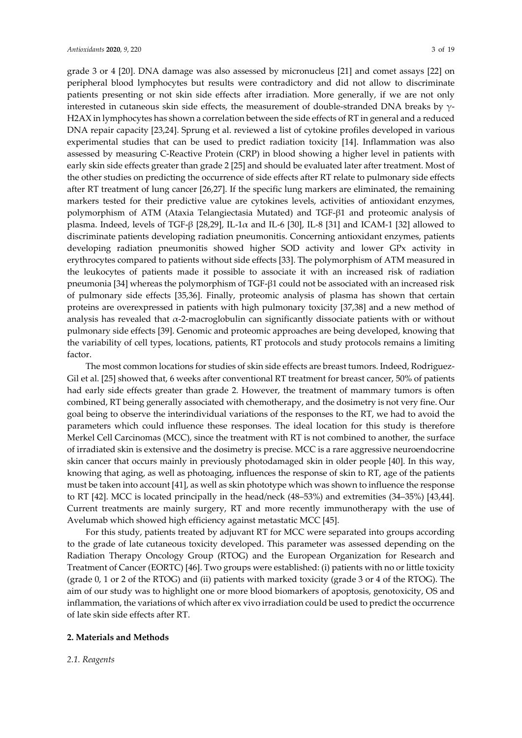grade 3 or 4 [20]. DNA damage was also assessed by micronucleus [21] and comet assays [22] on peripheral blood lymphocytes but results were contradictory and did not allow to discriminate patients presenting or not skin side effects after irradiation. More generally, if we are not only interested in cutaneous skin side effects, the measurement of double-stranded DNA breaks by γ-H2AX in lymphocytes has shown a correlation between the side effects of RT in general and a reduced DNA repair capacity [23,24]. Sprung et al. reviewed a list of cytokine profiles developed in various experimental studies that can be used to predict radiation toxicity [14]. Inflammation was also assessed by measuring C-Reactive Protein (CRP) in blood showing a higher level in patients with early skin side effects greater than grade 2 [25] and should be evaluated later after treatment. Most of the other studies on predicting the occurrence of side effects after RT relate to pulmonary side effects after RT treatment of lung cancer [26,27]. If the specific lung markers are eliminated, the remaining markers tested for their predictive value are cytokines levels, activities of antioxidant enzymes, polymorphism of ATM (Ataxia Telangiectasia Mutated) and TGF-β1 and proteomic analysis of plasma. Indeed, levels of TGF-β [28,29], IL-1α and IL-6 [30], IL-8 [31] and ICAM-1 [32] allowed to discriminate patients developing radiation pneumonitis. Concerning antioxidant enzymes, patients developing radiation pneumonitis showed higher SOD activity and lower GPx activity in erythrocytes compared to patients without side effects [33]. The polymorphism of ATM measured in the leukocytes of patients made it possible to associate it with an increased risk of radiation pneumonia [34] whereas the polymorphism of TGF-β1 could not be associated with an increased risk of pulmonary side effects [35,36]. Finally, proteomic analysis of plasma has shown that certain proteins are overexpressed in patients with high pulmonary toxicity [37,38] and a new method of analysis has revealed that α-2-macroglobulin can significantly dissociate patients with or without pulmonary side effects [39]. Genomic and proteomic approaches are being developed, knowing that the variability of cell types, locations, patients, RT protocols and study protocols remains a limiting factor.

The most common locations for studies of skin side effects are breast tumors. Indeed, Rodriguez-Gil et al. [25] showed that, 6 weeks after conventional RT treatment for breast cancer, 50% of patients had early side effects greater than grade 2. However, the treatment of mammary tumors is often combined, RT being generally associated with chemotherapy, and the dosimetry is not very fine. Our goal being to observe the interindividual variations of the responses to the RT, we had to avoid the parameters which could influence these responses. The ideal location for this study is therefore Merkel Cell Carcinomas (MCC), since the treatment with RT is not combined to another, the surface of irradiated skin is extensive and the dosimetry is precise. MCC is a rare aggressive neuroendocrine skin cancer that occurs mainly in previously photodamaged skin in older people [40]. In this way, knowing that aging, as well as photoaging, influences the response of skin to RT, age of the patients must be taken into account [41], as well as skin phototype which was shown to influence the response to RT [42]. MCC is located principally in the head/neck (48–53%) and extremities (34–35%) [43,44]. Current treatments are mainly surgery, RT and more recently immunotherapy with the use of Avelumab which showed high efficiency against metastatic MCC [45].

For this study, patients treated by adjuvant RT for MCC were separated into groups according to the grade of late cutaneous toxicity developed. This parameter was assessed depending on the Radiation Therapy Oncology Group (RTOG) and the European Organization for Research and Treatment of Cancer (EORTC) [46]. Two groups were established: (i) patients with no or little toxicity (grade 0, 1 or 2 of the RTOG) and (ii) patients with marked toxicity (grade 3 or 4 of the RTOG). The aim of our study was to highlight one or more blood biomarkers of apoptosis, genotoxicity, OS and inflammation, the variations of which after ex vivo irradiation could be used to predict the occurrence of late skin side effects after RT.

## 2. Materials and Methods

### *2.1. Reagents*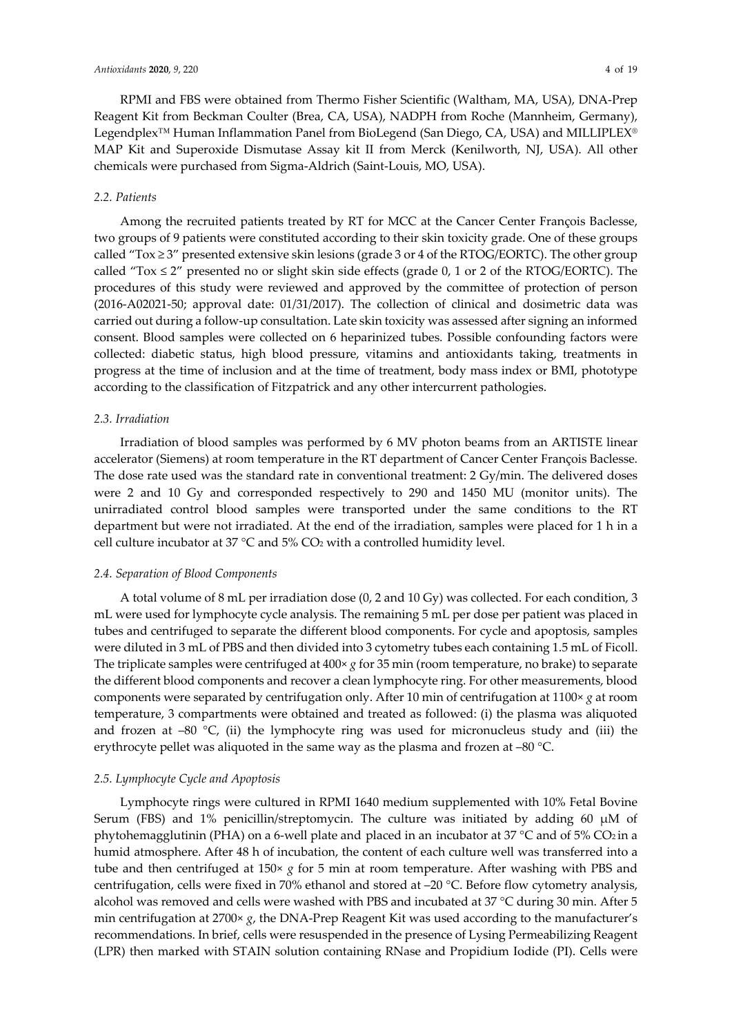RPMI and FBS were obtained from Thermo Fisher Scientific (Waltham, MA, USA), DNA-Prep Reagent Kit from Beckman Coulter (Brea, CA, USA), NADPH from Roche (Mannheim, Germany), Legendplex™ Human Inflammation Panel from BioLegend (San Diego, CA, USA) and MILLIPLEX® MAP Kit and Superoxide Dismutase Assay kit II from Merck (Kenilworth, NJ, USA). All other chemicals were purchased from Sigma-Aldrich (Saint-Louis, MO, USA).

### *2.2. Patients*

Among the recruited patients treated by RT for MCC at the Cancer Center François Baclesse, two groups of 9 patients were constituted according to their skin toxicity grade. One of these groups called "Tox ≥ 3" presented extensive skin lesions (grade 3 or 4 of the RTOG/EORTC). The other group called "Tox ≤ 2" presented no or slight skin side effects (grade 0, 1 or 2 of the RTOG/EORTC). The procedures of this study were reviewed and approved by the committee of protection of person (2016-A02021-50; approval date: 01/31/2017). The collection of clinical and dosimetric data was carried out during a follow-up consultation. Late skin toxicity was assessed after signing an informed consent. Blood samples were collected on 6 heparinized tubes. Possible confounding factors were collected: diabetic status, high blood pressure, vitamins and antioxidants taking, treatments in progress at the time of inclusion and at the time of treatment, body mass index or BMI, phototype according to the classification of Fitzpatrick and any other intercurrent pathologies.

### *2.3. Irradiation*

Irradiation of blood samples was performed by 6 MV photon beams from an ARTISTE linear accelerator (Siemens) at room temperature in the RT department of Cancer Center François Baclesse. The dose rate used was the standard rate in conventional treatment: 2 Gy/min. The delivered doses were 2 and 10 Gy and corresponded respectively to 290 and 1450 MU (monitor units). The unirradiated control blood samples were transported under the same conditions to the RT department but were not irradiated. At the end of the irradiation, samples were placed for 1 h in a cell culture incubator at 37 °C and 5% $CO_2$ with a controlled humidity level.

### *2.4. Separation of Blood Components*

A total volume of 8 mL per irradiation dose (0, 2 and 10 Gy) was collected. For each condition, 3 mL were used for lymphocyte cycle analysis. The remaining 5 mL per dose per patient was placed in tubes and centrifuged to separate the different blood components. For cycle and apoptosis, samples were diluted in 3 mL of PBS and then divided into 3 cytometry tubes each containing 1.5 mL of Ficoll. The triplicate samples were centrifuged at 400× *g* for 35 min (room temperature, no brake) to separate the different blood components and recover a clean lymphocyte ring. For other measurements, blood components were separated by centrifugation only. After 10 min of centrifugation at 1100× *g* at room temperature, 3 compartments were obtained and treated as followed: (i) the plasma was aliquoted and frozen at −80 °C, (ii) the lymphocyte ring was used for micronucleus study and (iii) the erythrocyte pellet was aliquoted in the same way as the plasma and frozen at −80 °C.

### *2.5. Lymphocyte Cycle and Apoptosis*

Lymphocyte rings were cultured in RPMI 1640 medium supplemented with 10% Fetal Bovine Serum (FBS) and 1% penicillin/streptomycin. The culture was initiated by adding 60 µM of phytohemagglutinin (PHA) on a 6-well plate and placed in an incubator at 37 °C and of 5% $CO_2$ in a humid atmosphere. After 48 h of incubation, the content of each culture well was transferred into a tube and then centrifuged at 150× *g* for 5 min at room temperature. After washing with PBS and centrifugation, cells were fixed in 70% ethanol and stored at −20 °C. Before flow cytometry analysis, alcohol was removed and cells were washed with PBS and incubated at 37 °C during 30 min. After 5 min centrifugation at 2700× *g*, the DNA-Prep Reagent Kit was used according to the manufacturer's recommendations. In brief, cells were resuspended in the presence of Lysing Permeabilizing Reagent (LPR) then marked with STAIN solution containing RNase and Propidium Iodide (PI). Cells were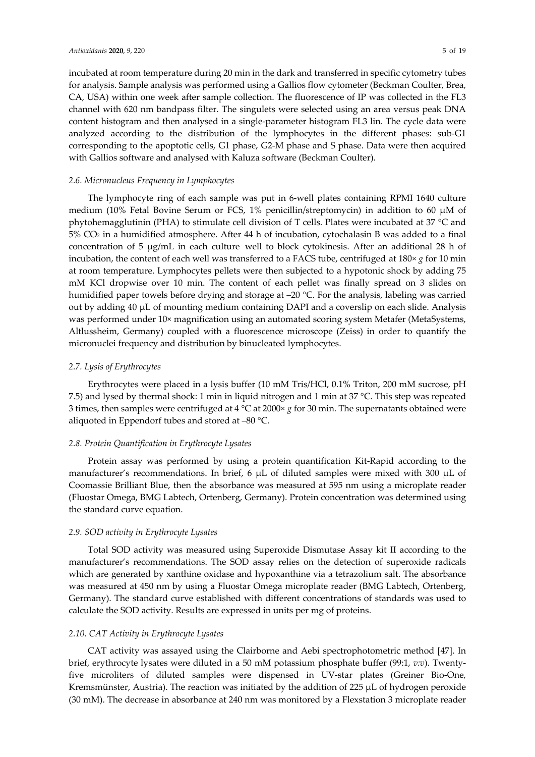incubated at room temperature during 20 min in the dark and transferred in specific cytometry tubes for analysis. Sample analysis was performed using a Gallios flow cytometer (Beckman Coulter, Brea, CA, USA) within one week after sample collection. The fluorescence of IP was collected in the FL3 channel with 620 nm bandpass filter. The singulets were selected using an area versus peak DNA content histogram and then analysed in a single-parameter histogram FL3 lin. The cycle data were analyzed according to the distribution of the lymphocytes in the different phases: sub-G1 corresponding to the apoptotic cells, G1 phase, G2-M phase and S phase. Data were then acquired with Gallios software and analysed with Kaluza software (Beckman Coulter).

### *2.6. Micronucleus Frequency in Lymphocytes*

The lymphocyte ring of each sample was put in 6-well plates containing RPMI 1640 culture medium (10% Fetal Bovine Serum or FCS, 1% penicillin/streptomycin) in addition to 60 μM of phytohemagglutinin (PHA) to stimulate cell division of T cells. Plates were incubated at 37 °C and 5% $CO_2$ in a humidified atmosphere. After 44 h of incubation, cytochalasin B was added to a final concentration of 5 μg/mL in each culture well to block cytokinesis. After an additional 28 h of incubation, the content of each well was transferred to a FACS tube, centrifuged at 180× *g* for 10 min at room temperature. Lymphocytes pellets were then subjected to a hypotonic shock by adding 75 mM KCl dropwise over 10 min. The content of each pellet was finally spread on 3 slides on humidified paper towels before drying and storage at −20 °C. For the analysis, labeling was carried out by adding 40 μL of mounting medium containing DAPI and a coverslip on each slide. Analysis was performed under 10× magnification using an automated scoring system Metafer (MetaSystems, Altlussheim, Germany) coupled with a fluorescence microscope (Zeiss) in order to quantify the micronuclei frequency and distribution by binucleated lymphocytes.

### *2.7. Lysis of Erythrocytes*

Erythrocytes were placed in a lysis buffer (10 mM Tris/HCl, 0.1% Triton, 200 mM sucrose, pH 7.5) and lysed by thermal shock: 1 min in liquid nitrogen and 1 min at 37 °C. This step was repeated 3 times, then samples were centrifuged at 4 °C at 2000× *g* for 30 min. The supernatants obtained were aliquoted in Eppendorf tubes and stored at −80 °C.

### *2.8. Protein Quantification in Erythrocyte Lysates*

Protein assay was performed by using a protein quantification Kit-Rapid according to the manufacturer's recommendations. In brief, 6 μL of diluted samples were mixed with 300 μL of Coomassie Brilliant Blue, then the absorbance was measured at 595 nm using a microplate reader (Fluostar Omega, BMG Labtech, Ortenberg, Germany). Protein concentration was determined using the standard curve equation.

### *2.9. SOD activity in Erythrocyte Lysates*

Total SOD activity was measured using Superoxide Dismutase Assay kit II according to the manufacturer's recommendations. The SOD assay relies on the detection of superoxide radicals which are generated by xanthine oxidase and hypoxanthine via a tetrazolium salt. The absorbance was measured at 450 nm by using a Fluostar Omega microplate reader (BMG Labtech, Ortenberg, Germany). The standard curve established with different concentrations of standards was used to calculate the SOD activity. Results are expressed in units per mg of proteins.

### *2.10. CAT Activity in Erythrocyte Lysates*

CAT activity was assayed using the Clairborne and Aebi spectrophotometric method [47]. In brief, erythrocyte lysates were diluted in a 50 mM potassium phosphate buffer (99:1, *v:v*). Twenty-five microliters of diluted samples were dispensed in UV-star plates (Greiner Bio-One, Kremsmünster, Austria). The reaction was initiated by the addition of 225 μL of hydrogen peroxide (30 mM). The decrease in absorbance at 240 nm was monitored by a Flexstation 3 microplate reader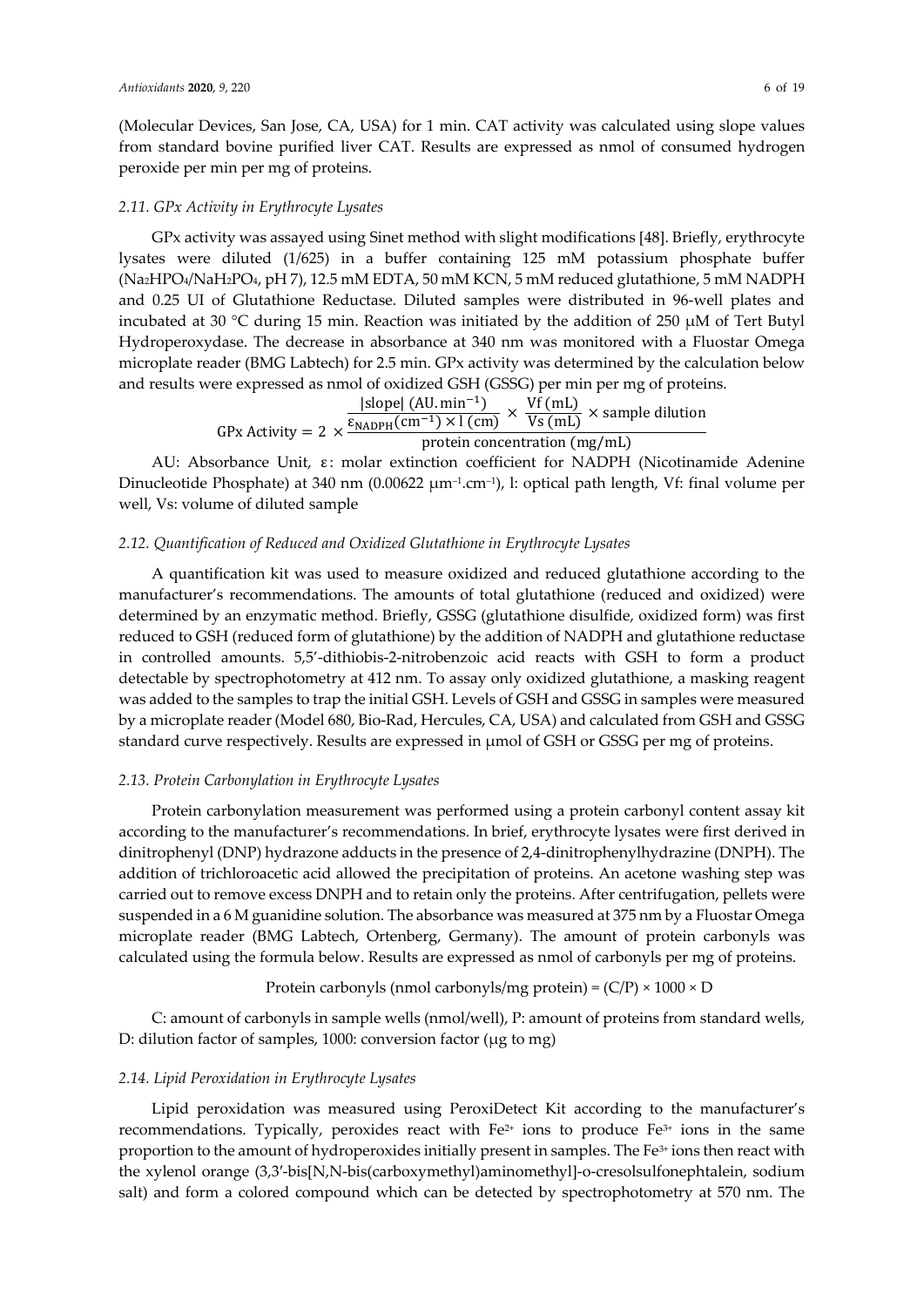(Molecular Devices, San Jose, CA, USA) for 1 min. CAT activity was calculated using slope values from standard bovine purified liver CAT. Results are expressed as nmol of consumed hydrogen peroxide per min per mg of proteins.

### *2.11. GPx Activity in Erythrocyte Lysates*

GPx activity was assayed using Sinet method with slight modifications [48]. Briefly, erythrocyte lysates were diluted (1/625) in a buffer containing 125 mM potassium phosphate buffer ($Na_2HPO_4$/$NaH_2PO_4$, pH 7), 12.5 mM EDTA, 50 mM KCN, 5 mM reduced glutathione, 5 mM NADPH and 0.25 UI of Glutathione Reductase. Diluted samples were distributed in 96-well plates and incubated at 30 °C during 15 min. Reaction was initiated by the addition of 250 μM of Tert Butyl Hydroperoxydase. The decrease in absorbance at 340 nm was monitored with a Fluostar Omega microplate reader (BMG Labtech) for 2.5 min. GPx activity was determined by the calculation below and results were expressed as nmol of oxidized GSH (GSSG) per min per mg of proteins.

$$\text{GPx Activity} = 2 \times \frac{\frac{|\text{slope}|\ (\text{AU.min}^{-1})}{\varepsilon_{\text{NADPH}}(\text{cm}^{-1}) \times \text{l (cm)}} \times \frac{\text{Vf (mL)}}{\text{Vs (mL)}} \times \text{sample dilution}}{\text{protein concentration (mg/mL)}}$$

AU: Absorbance Unit, ε: molar extinction coefficient for NADPH (Nicotinamide Adenine Dinucleotide Phosphate) at 340 nm (0.00622 $\mu m^{-1}.cm^{-1}$), l: optical path length, Vf: final volume per well, Vs: volume of diluted sample

### *2.12. Quantification of Reduced and Oxidized Glutathione in Erythrocyte Lysates*

A quantification kit was used to measure oxidized and reduced glutathione according to the manufacturer's recommendations. The amounts of total glutathione (reduced and oxidized) were determined by an enzymatic method. Briefly, GSSG (glutathione disulfide, oxidized form) was first reduced to GSH (reduced form of glutathione) by the addition of NADPH and glutathione reductase in controlled amounts. 5,5′-dithiobis-2-nitrobenzoic acid reacts with GSH to form a product detectable by spectrophotometry at 412 nm. To assay only oxidized glutathione, a masking reagent was added to the samples to trap the initial GSH. Levels of GSH and GSSG in samples were measured by a microplate reader (Model 680, Bio-Rad, Hercules, CA, USA) and calculated from GSH and GSSG standard curve respectively. Results are expressed in μmol of GSH or GSSG per mg of proteins.

### *2.13. Protein Carbonylation in Erythrocyte Lysates*

Protein carbonylation measurement was performed using a protein carbonyl content assay kit according to the manufacturer's recommendations. In brief, erythrocyte lysates were first derived in dinitrophenyl (DNP) hydrazone adducts in the presence of 2,4-dinitrophenylhydrazine (DNPH). The addition of trichloroacetic acid allowed the precipitation of proteins. An acetone washing step was carried out to remove excess DNPH and to retain only the proteins. After centrifugation, pellets were suspended in a 6 M guanidine solution. The absorbance was measured at 375 nm by a Fluostar Omega microplate reader (BMG Labtech, Ortenberg, Germany). The amount of protein carbonyls was calculated using the formula below. Results are expressed as nmol of carbonyls per mg of proteins.

$$\text{Protein carbonyls (nmol carbonyls/mg protein)} = (C/P) \times 1000 \times D$$

C: amount of carbonyls in sample wells (nmol/well), P: amount of proteins from standard wells, D: dilution factor of samples, 1000: conversion factor (μg to mg)

### *2.14. Lipid Peroxidation in Erythrocyte Lysates*

Lipid peroxidation was measured using PeroxiDetect Kit according to the manufacturer's recommendations. Typically, peroxides react with $Fe^{2+}$ ions to produce $Fe^{3+}$ ions in the same proportion to the amount of hydroperoxides initially present in samples. The $Fe^{3+}$ ions then react with the xylenol orange (3,3′-bis[N,N-bis(carboxymethyl)aminomethyl]-o-cresolsulfonephtalein, sodium salt) and form a colored compound which can be detected by spectrophotometry at 570 nm. The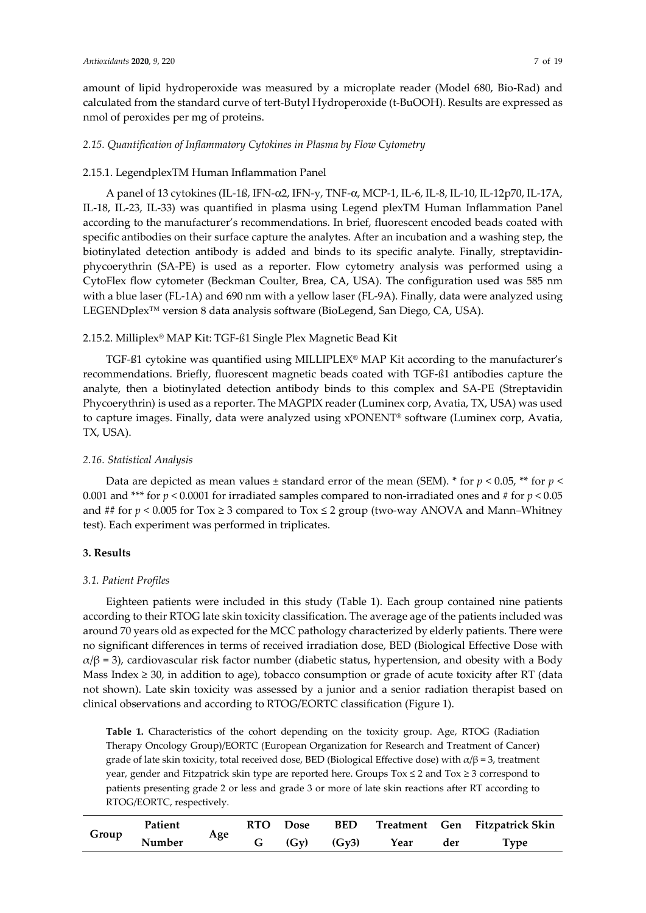amount of lipid hydroperoxide was measured by a microplate reader (Model 680, Bio-Rad) and calculated from the standard curve of tert-Butyl Hydroperoxide (t-BuOOH). Results are expressed as nmol of peroxides per mg of proteins.

### *2.15. Quantification of Inflammatory Cytokines in Plasma by Flow Cytometry*

#### 2.15.1. LegendplexTM Human Inflammation Panel

A panel of 13 cytokines (IL-1ß, IFN-α2, IFN-γ, TNF-α, MCP-1, IL-6, IL-8, IL-10, IL-12p70, IL-17A, IL-18, IL-23, IL-33) was quantified in plasma using Legend plexTM Human Inflammation Panel according to the manufacturer's recommendations. In brief, fluorescent encoded beads coated with specific antibodies on their surface capture the analytes. After an incubation and a washing step, the biotinylated detection antibody is added and binds to its specific analyte. Finally, streptavidin-phycoerythrin (SA-PE) is used as a reporter. Flow cytometry analysis was performed using a CytoFlex flow cytometer (Beckman Coulter, Brea, CA, USA). The configuration used was 585 nm with a blue laser (FL-1A) and 690 nm with a yellow laser (FL-9A). Finally, data were analyzed using LEGENDplex™ version 8 data analysis software (BioLegend, San Diego, CA, USA).

#### 2.15.2. Milliplex® MAP Kit: TGF-ß1 Single Plex Magnetic Bead Kit

TGF-ß1 cytokine was quantified using MILLIPLEX® MAP Kit according to the manufacturer's recommendations. Briefly, fluorescent magnetic beads coated with TGF-ß1 antibodies capture the analyte, then a biotinylated detection antibody binds to this complex and SA-PE (Streptavidin Phycoerythrin) is used as a reporter. The MAGPIX reader (Luminex corp, Avatia, TX, USA) was used to capture images. Finally, data were analyzed using xPONENT® software (Luminex corp, Avatia, TX, USA).

### *2.16. Statistical Analysis*

Data are depicted as mean values ± standard error of the mean (SEM). * for $p < 0.05$, ** for $p < 0.001$ and *** for $p < 0.0001$ for irradiated samples compared to non-irradiated ones and # for $p < 0.05$ and ## for $p < 0.005$ for Tox ≥ 3 compared to Tox ≤ 2 group (two-way ANOVA and Mann–Whitney test). Each experiment was performed in triplicates.

## **3. Results**

### *3.1. Patient Profiles*

Eighteen patients were included in this study (Table 1). Each group contained nine patients according to their RTOG late skin toxicity classification. The average age of the patients included was around 70 years old as expected for the MCC pathology characterized by elderly patients. There were no significant differences in terms of received irradiation dose, BED (Biological Effective Dose with $\alpha/\beta = 3$), cardiovascular risk factor number (diabetic status, hypertension, and obesity with a Body Mass Index ≥ 30, in addition to age), tobacco consumption or grade of acute toxicity after RT (data not shown). Late skin toxicity was assessed by a junior and a senior radiation therapist based on clinical observations and according to RTOG/EORTC classification (Figure 1).

**Table 1.** Characteristics of the cohort depending on the toxicity group. Age, RTOG (Radiation Therapy Oncology Group)/EORTC (European Organization for Research and Treatment of Cancer) grade of late skin toxicity, total received dose, BED (Biological Effective dose) with $\alpha/\beta = 3$, treatment year, gender and Fitzpatrick skin type are reported here. Groups Tox ≤ 2 and Tox ≥ 3 correspond to patients presenting grade 2 or less and grade 3 or more of late skin reactions after RT according to RTOG/EORTC, respectively.

| Group | Patient Number | Age | RTOG | Dose (Gy) | BED (Gy3) | Treatment Year | Gender | Fitzpatrick Skin Type |
|---|---|---|---|---|---|---|---|---|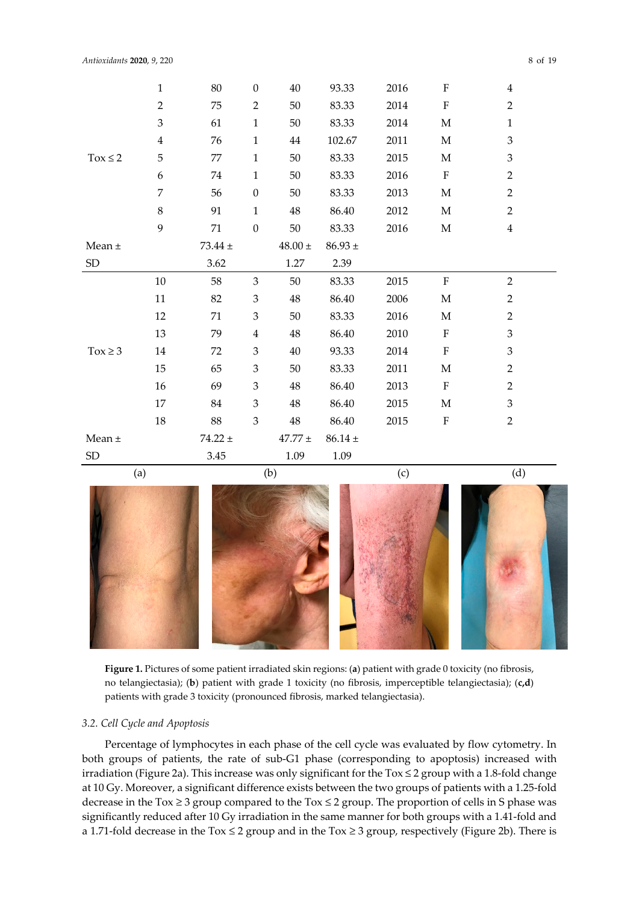|  |  |  |  |  |  |  |  |  |
|---|---|---|---|---|---|---|---|---|
| Tox ≤ 2 | 1 | 80 | 0 | 40 | 93.33 | 2016 | F | 4 |
|  | 2 | 75 | 2 | 50 | 83.33 | 2014 | F | 2 |
|  | 3 | 61 | 1 | 50 | 83.33 | 2014 | M | 1 |
|  | 4 | 76 | 1 | 44 | 102.67 | 2011 | M | 3 |
|  | 5 | 77 | 1 | 50 | 83.33 | 2015 | M | 3 |
|  | 6 | 74 | 1 | 50 | 83.33 | 2016 | F | 2 |
|  | 7 | 56 | 0 | 50 | 83.33 | 2013 | M | 2 |
|  | 8 | 91 | 1 | 48 | 86.40 | 2012 | M | 2 |
|  | 9 | 71 | 0 | 50 | 83.33 | 2016 | M | 4 |
| Mean ± SD |  | 73.44 ± 3.62 |  | 48.00 ± 1.27 | 86.93 ± 2.39 |  |  |  |
| Tox ≥ 3 | 10 | 58 | 3 | 50 | 83.33 | 2015 | F | 2 |
|  | 11 | 82 | 3 | 48 | 86.40 | 2006 | M | 2 |
|  | 12 | 71 | 3 | 50 | 83.33 | 2016 | M | 2 |
|  | 13 | 79 | 4 | 48 | 86.40 | 2010 | F | 3 |
|  | 14 | 72 | 3 | 40 | 93.33 | 2014 | F | 3 |
|  | 15 | 65 | 3 | 50 | 83.33 | 2011 | M | 2 |
|  | 16 | 69 | 3 | 48 | 86.40 | 2013 | F | 2 |
|  | 17 | 84 | 3 | 48 | 86.40 | 2015 | M | 3 |
|  | 18 | 88 | 3 | 48 | 86.40 | 2015 | F | 2 |
| Mean ± SD |  | 74.22 ± 3.45 |  | 47.77 ± 1.09 | 86.14 ± 1.09 |  |  |  |

(a) (b) (c) (d)

**Figure 1.** Pictures of some patient irradiated skin regions: (**a**) patient with grade 0 toxicity (no fibrosis, no telangiectasia); (**b**) patient with grade 1 toxicity (no fibrosis, imperceptible telangiectasia); (**c**,**d**) patients with grade 3 toxicity (pronounced fibrosis, marked telangiectasia).

### 3.2. Cell Cycle and Apoptosis

Percentage of lymphocytes in each phase of the cell cycle was evaluated by flow cytometry. In both groups of patients, the rate of sub-G1 phase (corresponding to apoptosis) increased with irradiation (Figure 2a). This increase was only significant for the Tox ≤ 2 group with a 1.8-fold change at 10 Gy. Moreover, a significant difference exists between the two groups of patients with a 1.25-fold decrease in the Tox ≥ 3 group compared to the Tox ≤ 2 group. The proportion of cells in S phase was significantly reduced after 10 Gy irradiation in the same manner for both groups with a 1.41-fold and a 1.71-fold decrease in the Tox ≤ 2 group and in the Tox ≥ 3 group, respectively (Figure 2b). There is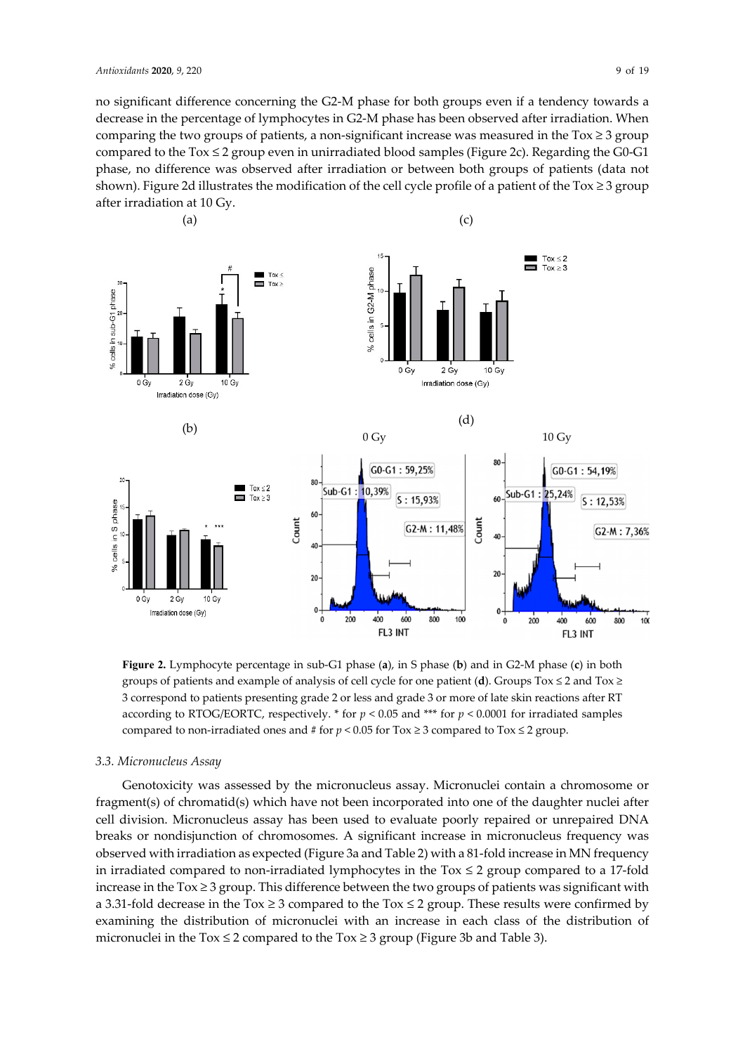no significant difference concerning the G2-M phase for both groups even if a tendency towards a decrease in the percentage of lymphocytes in G2-M phase has been observed after irradiation. When comparing the two groups of patients, a non-significant increase was measured in the Tox ≥ 3 group compared to the Tox ≤ 2 group even in unirradiated blood samples (Figure 2c). Regarding the G0-G1 phase, no difference was observed after irradiation or between both groups of patients (data not shown). Figure 2d illustrates the modification of the cell cycle profile of a patient of the Tox ≥ 3 group after irradiation at 10 Gy.

**Figure 2.** Lymphocyte percentage in sub-G1 phase (**a**), in S phase (**b**) and in G2-M phase (**c**) in both groups of patients and example of analysis of cell cycle for one patient (**d**). Groups Tox ≤ 2 and Tox ≥ 3 correspond to patients presenting grade 2 or less and grade 3 or more of late skin reactions after RT according to RTOG/EORTC, respectively. * for $p < 0.05$ and *** for $p < 0.0001$ for irradiated samples compared to non-irradiated ones and # for $p < 0.05$ for Tox ≥ 3 compared to Tox ≤ 2 group.

### 3.3. Micronucleus Assay

Genotoxicity was assessed by the micronucleus assay. Micronuclei contain a chromosome or fragment(s) of chromatid(s) which have not been incorporated into one of the daughter nuclei after cell division. Micronucleus assay has been used to evaluate poorly repaired or unrepaired DNA breaks or nondisjunction of chromosomes. A significant increase in micronucleus frequency was observed with irradiation as expected (Figure 3a and Table 2) with a 81-fold increase in MN frequency in irradiated compared to non-irradiated lymphocytes in the Tox ≤ 2 group compared to a 17-fold increase in the Tox ≥ 3 group. This difference between the two groups of patients was significant with a 3.31-fold decrease in the Tox ≥ 3 compared to the Tox ≤ 2 group. These results were confirmed by examining the distribution of micronuclei with an increase in each class of the distribution of micronuclei in the Tox ≤ 2 compared to the Tox ≥ 3 group (Figure 3b and Table 3).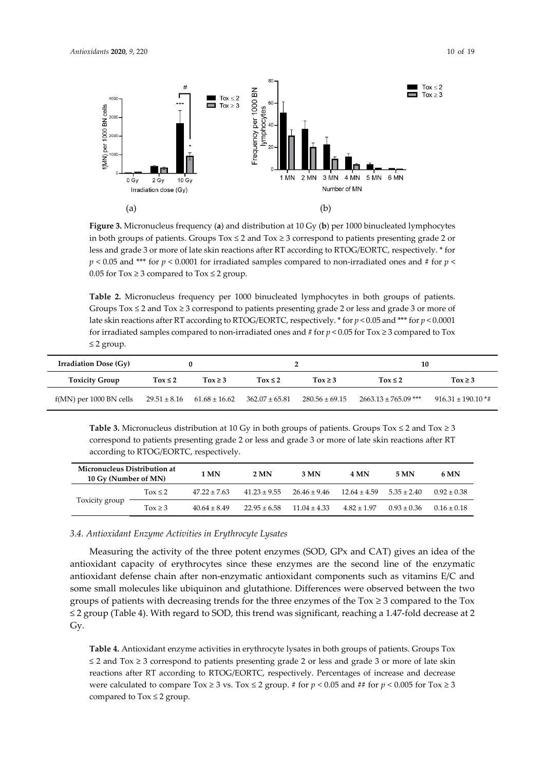**Figure 3.** Micronucleus frequency (**a**) and distribution at 10 Gy (**b**) per 1000 binucleated lymphocytes in both groups of patients. Groups Tox ≤ 2 and Tox ≥ 3 correspond to patients presenting grade 2 or less and grade 3 or more of late skin reactions after RT according to RTOG/EORTC, respectively. * for $p < 0.05$ and *** for $p < 0.0001$ for irradiated samples compared to non-irradiated ones and # for $p < 0.05$ for Tox ≥ 3 compared to Tox ≤ 2 group.

**Table 2.** Micronucleus frequency per 1000 binucleated lymphocytes in both groups of patients. Groups Tox ≤ 2 and Tox ≥ 3 correspond to patients presenting grade 2 or less and grade 3 or more of late skin reactions after RT according to RTOG/EORTC, respectively. * for $p < 0.05$ and *** for $p < 0.0001$ for irradiated samples compared to non-irradiated ones and # for $p < 0.05$ for Tox ≥ 3 compared to Tox ≤ 2 group.

| **Irradiation Dose (Gy)** | **0** | | **2** | | **10** | |
|---|---|---|---|---|---|---|
| **Toxicity Group** | **Tox ≤ 2** | **Tox ≥ 3** | **Tox ≤ 2** | **Tox ≥ 3** | **Tox ≤ 2** | **Tox ≥ 3** |
| f(MN) per 1000 BN cells | 29.51 ± 8.16 | 61.68 ± 16.62 | 362.07 ± 65.81 | 280.56 ± 69.15 | 2663.13 ± 765.09 *** | 916.31 ± 190.10 *# |

**Table 3.** Micronucleus distribution at 10 Gy in both groups of patients. Groups Tox ≤ 2 and Tox ≥ 3 correspond to patients presenting grade 2 or less and grade 3 or more of late skin reactions after RT according to RTOG/EORTC, respectively.

| **Micronucleus Distribution at 10 Gy (Number of MN)** | | **1 MN** | **2 MN** | **3 MN** | **4 MN** | **5 MN** | **6 MN** |
|---|---|---|---|---|---|---|---|
| Toxicity group | Tox ≤ 2 | 47.22 ± 7.63 | 41.23 ± 9.55 | 26.46 ± 9.46 | 12.64 ± 4.59 | 5.35 ± 2.40 | 0.92 ± 0.38 |
| | Tox ≥ 3 | 40.64 ± 8.49 | 22.95 ± 6.58 | 11.04 ± 4.33 | 4.82 ± 1.97 | 0.93 ± 0.36 | 0.16 ± 0.18 |

### *3.4. Antioxidant Enzyme Activities in Erythrocyte Lysates*

Measuring the activity of the three potent enzymes (SOD, GPx and CAT) gives an idea of the antioxidant capacity of erythrocytes since these enzymes are the second line of the enzymatic antioxidant defense chain after non-enzymatic antioxidant components such as vitamins E/C and some small molecules like ubiquinon and glutathione. Differences were observed between the two groups of patients with decreasing trends for the three enzymes of the Tox ≥ 3 compared to the Tox ≤ 2 group (Table 4). With regard to SOD, this trend was significant, reaching a 1.47-fold decrease at 2 Gy.

**Table 4.** Antioxidant enzyme activities in erythrocyte lysates in both groups of patients. Groups Tox ≤ 2 and Tox ≥ 3 correspond to patients presenting grade 2 or less and grade 3 or more of late skin reactions after RT according to RTOG/EORTC, respectively. Percentages of increase and decrease were calculated to compare Tox ≥ 3 vs. Tox ≤ 2 group. # for $p < 0.05$ and ## for $p < 0.005$ for Tox ≥ 3 compared to Tox ≤ 2 group.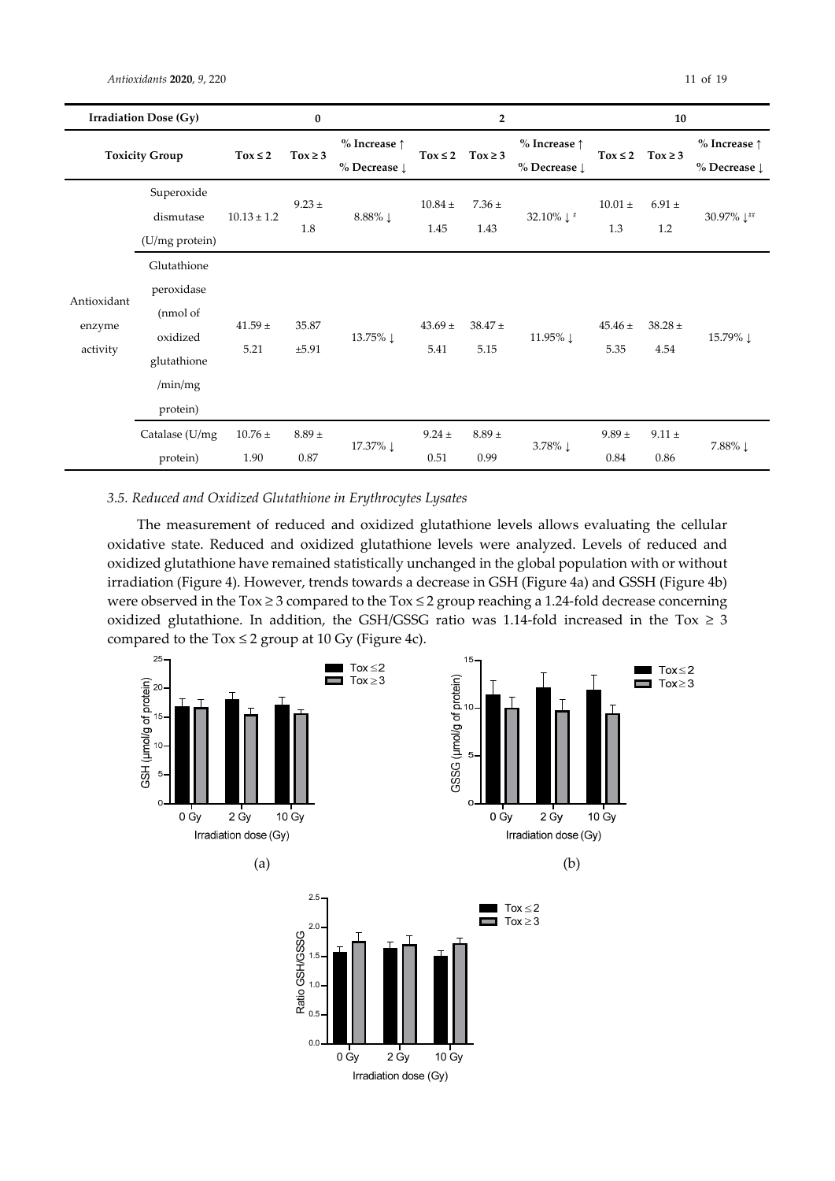| Irradiation Dose (Gy) | | 0 | | | 2 | | | 10 | | |
|---|---|---|---|---|---|---|---|---|---|---|
| Toxicity Group | | Tox ≤ 2 | Tox ≥ 3 | % Increase ↑ % Decrease ↓ | Tox ≤ 2 | Tox ≥ 3 | % Increase ↑ % Decrease ↓ | Tox ≤ 2 | Tox ≥ 3 | % Increase ↑ % Decrease ↓ |
| Antioxidant enzyme activity | Superoxide dismutase (U/mg protein) | 10.13 ± 1.2 | 9.23 ± 1.8 | 8.88% ↓ | 10.84 ± 1.45 | 7.36 ± 1.43 | 32.10% ↓ # | 10.01 ± 1.3 | 6.91 ± 1.2 | 30.97% ↓## |
| | Glutathione peroxidase (nmol of oxidized glutathione /min/mg protein) | 41.59 ± 5.21 | 35.87 ±5.91 | 13.75% ↓ | 43.69 ± 5.41 | 38.47 ± 5.15 | 11.95% ↓ | 45.46 ± 5.35 | 38.28 ± 4.54 | 15.79% ↓ |
| | Catalase (U/mg protein) | 10.76 ± 1.90 | 8.89 ± 0.87 | 17.37% ↓ | 9.24 ± 0.51 | 8.89 ± 0.99 | 3.78% ↓ | 9.89 ± 0.84 | 9.11 ± 0.86 | 7.88% ↓ |

### *3.5. Reduced and Oxidized Glutathione in Erythrocytes Lysates*

The measurement of reduced and oxidized glutathione levels allows evaluating the cellular oxidative state. Reduced and oxidized glutathione levels were analyzed. Levels of reduced and oxidized glutathione have remained statistically unchanged in the global population with or without irradiation (Figure 4). However, trends towards a decrease in GSH (Figure 4a) and GSSH (Figure 4b) were observed in the Tox ≥ 3 compared to the Tox ≤ 2 group reaching a 1.24-fold decrease concerning oxidized glutathione. In addition, the GSH/GSSG ratio was 1.14-fold increased in the Tox ≥ 3 compared to the Tox ≤ 2 group at 10 Gy (Figure 4c).

(a)

(b)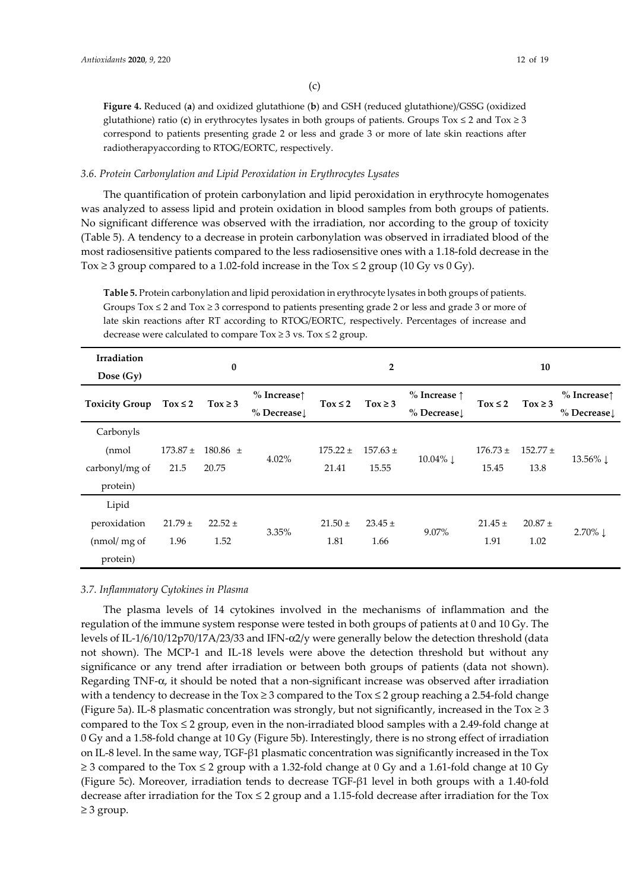(c)

**Figure 4.** Reduced (**a**) and oxidized glutathione (**b**) and GSH (reduced glutathione)/GSSG (oxidized glutathione) ratio (**c**) in erythrocytes lysates in both groups of patients. Groups Tox ≤ 2 and Tox ≥ 3 correspond to patients presenting grade 2 or less and grade 3 or more of late skin reactions after radiotherapyaccording to RTOG/EORTC, respectively.

### 3.6. Protein Carbonylation and Lipid Peroxidation in Erythrocytes Lysates

The quantification of protein carbonylation and lipid peroxidation in erythrocyte homogenates was analyzed to assess lipid and protein oxidation in blood samples from both groups of patients. No significant difference was observed with the irradiation, nor according to the group of toxicity (Table 5). A tendency to a decrease in protein carbonylation was observed in irradiated blood of the most radiosensitive patients compared to the less radiosensitive ones with a 1.18-fold decrease in the Tox ≥ 3 group compared to a 1.02-fold increase in the Tox ≤ 2 group (10 Gy vs 0 Gy).

**Table 5.** Protein carbonylation and lipid peroxidation in erythrocyte lysates in both groups of patients. Groups Tox ≤ 2 and Tox ≥ 3 correspond to patients presenting grade 2 or less and grade 3 or more of late skin reactions after RT according to RTOG/EORTC, respectively. Percentages of increase and decrease were calculated to compare Tox ≥ 3 vs. Tox ≤ 2 group.

| Irradiation Dose (Gy) | 0 | | | 2 | | | 10 | | |
|---|---|---|---|---|---|---|---|---|---|
| **Toxicity Group** | **Tox ≤ 2** | **Tox ≥ 3** | **% Increase↑ % Decrease↓** | **Tox ≤ 2** | **Tox ≥ 3** | **% Increase ↑ % Decrease↓** | **Tox ≤ 2** | **Tox ≥ 3** | **% Increase↑ % Decrease↓** |
| Carbonyls (nmol carbonyl/mg of protein) | 173.87 ± 21.5 | 180.86 ± 20.75 | 4.02% | 175.22 ± 21.41 | 157.63 ± 15.55 | 10.04% ↓ | 176.73 ± 15.45 | 152.77 ± 13.8 | 13.56% ↓ |
| Lipid peroxidation (nmol/ mg of protein) | 21.79 ± 1.96 | 22.52 ± 1.52 | 3.35% | 21.50 ± 1.81 | 23.45 ± 1.66 | 9.07% | 21.45 ± 1.91 | 20.87 ± 1.02 | 2.70% ↓ |

### 3.7. Inflammatory Cytokines in Plasma

The plasma levels of 14 cytokines involved in the mechanisms of inflammation and the regulation of the immune system response were tested in both groups of patients at 0 and 10 Gy. The levels of IL-1/6/10/12p70/17A/23/33 and IFN-α2/y were generally below the detection threshold (data not shown). The MCP-1 and IL-18 levels were above the detection threshold but without any significance or any trend after irradiation or between both groups of patients (data not shown). Regarding TNF-α, it should be noted that a non-significant increase was observed after irradiation with a tendency to decrease in the Tox ≥ 3 compared to the Tox ≤ 2 group reaching a 2.54-fold change (Figure 5a). IL-8 plasmatic concentration was strongly, but not significantly, increased in the Tox ≥ 3 compared to the Tox ≤ 2 group, even in the non-irradiated blood samples with a 2.49-fold change at 0 Gy and a 1.58-fold change at 10 Gy (Figure 5b). Interestingly, there is no strong effect of irradiation on IL-8 level. In the same way, TGF-β1 plasmatic concentration was significantly increased in the Tox ≥ 3 compared to the Tox ≤ 2 group with a 1.32-fold change at 0 Gy and a 1.61-fold change at 10 Gy (Figure 5c). Moreover, irradiation tends to decrease TGF-β1 level in both groups with a 1.40-fold decrease after irradiation for the Tox ≤ 2 group and a 1.15-fold decrease after irradiation for the Tox ≥ 3 group.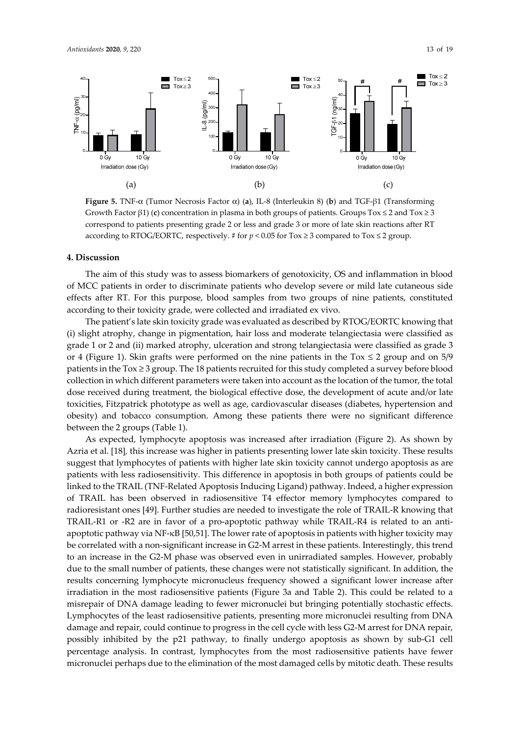**Figure 5.** TNF-α (Tumor Necrosis Factor α) (**a**), IL-8 (Interleukin 8) (**b**) and TGF-β1 (Transforming Growth Factor β1) (**c**) concentration in plasma in both groups of patients. Groups Tox ≤ 2 and Tox ≥ 3 correspond to patients presenting grade 2 or less and grade 3 or more of late skin reactions after RT according to RTOG/EORTC, respectively. # for $p < 0.05$ for Tox ≥ 3 compared to Tox ≤ 2 group.

## 4. Discussion

The aim of this study was to assess biomarkers of genotoxicity, OS and inflammation in blood of MCC patients in order to discriminate patients who develop severe or mild late cutaneous side effects after RT. For this purpose, blood samples from two groups of nine patients, constituted according to their toxicity grade, were collected and irradiated ex vivo.

The patient's late skin toxicity grade was evaluated as described by RTOG/EORTC knowing that (i) slight atrophy, change in pigmentation, hair loss and moderate telangiectasia were classified as grade 1 or 2 and (ii) marked atrophy, ulceration and strong telangiectasia were classified as grade 3 or 4 (Figure 1). Skin grafts were performed on the nine patients in the Tox ≤ 2 group and on 5/9 patients in the Tox ≥ 3 group. The 18 patients recruited for this study completed a survey before blood collection in which different parameters were taken into account as the location of the tumor, the total dose received during treatment, the biological effective dose, the development of acute and/or late toxicities, Fitzpatrick phototype as well as age, cardiovascular diseases (diabetes, hypertension and obesity) and tobacco consumption. Among these patients there were no significant difference between the 2 groups (Table 1).

As expected, lymphocyte apoptosis was increased after irradiation (Figure 2). As shown by Azria et al. [18], this increase was higher in patients presenting lower late skin toxicity. These results suggest that lymphocytes of patients with higher late skin toxicity cannot undergo apoptosis as are patients with less radiosensitivity. This difference in apoptosis in both groups of patients could be linked to the TRAIL (TNF-Related Apoptosis Inducing Ligand) pathway. Indeed, a higher expression of TRAIL has been observed in radiosensitive T4 effector memory lymphocytes compared to radioresistant ones [49]. Further studies are needed to investigate the role of TRAIL-R knowing that TRAIL-R1 or -R2 are in favor of a pro-apoptotic pathway while TRAIL-R4 is related to an anti-apoptotic pathway via NF-κB [50,51]. The lower rate of apoptosis in patients with higher toxicity may be correlated with a non-significant increase in G2-M arrest in these patients. Interestingly, this trend to an increase in the G2-M phase was observed even in unirradiated samples. However, probably due to the small number of patients, these changes were not statistically significant. In addition, the results concerning lymphocyte micronucleus frequency showed a significant lower increase after irradiation in the most radiosensitive patients (Figure 3a and Table 2). This could be related to a misrepair of DNA damage leading to fewer micronuclei but bringing potentially stochastic effects. Lymphocytes of the least radiosensitive patients, presenting more micronuclei resulting from DNA damage and repair, could continue to progress in the cell cycle with less G2-M arrest for DNA repair, possibly inhibited by the p21 pathway, to finally undergo apoptosis as shown by sub-G1 cell percentage analysis. In contrast, lymphocytes from the most radiosensitive patients have fewer micronuclei perhaps due to the elimination of the most damaged cells by mitotic death. These results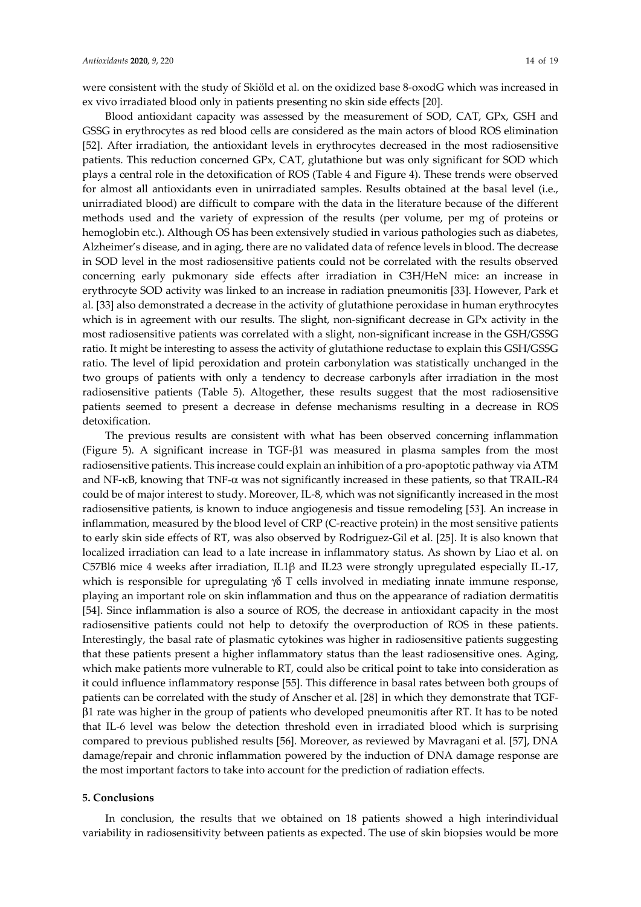were consistent with the study of Skiöld et al. on the oxidized base 8-oxodG which was increased in ex vivo irradiated blood only in patients presenting no skin side effects [20].

Blood antioxidant capacity was assessed by the measurement of SOD, CAT, GPx, GSH and GSSG in erythrocytes as red blood cells are considered as the main actors of blood ROS elimination [52]. After irradiation, the antioxidant levels in erythrocytes decreased in the most radiosensitive patients. This reduction concerned GPx, CAT, glutathione but was only significant for SOD which plays a central role in the detoxification of ROS (Table 4 and Figure 4). These trends were observed for almost all antioxidants even in unirradiated samples. Results obtained at the basal level (i.e., unirradiated blood) are difficult to compare with the data in the literature because of the different methods used and the variety of expression of the results (per volume, per mg of proteins or hemoglobin etc.). Although OS has been extensively studied in various pathologies such as diabetes, Alzheimer's disease, and in aging, there are no validated data of refence levels in blood. The decrease in SOD level in the most radiosensitive patients could not be correlated with the results observed concerning early pukmonary side effects after irradiation in C3H/HeN mice: an increase in erythrocyte SOD activity was linked to an increase in radiation pneumonitis [33]. However, Park et al. [33] also demonstrated a decrease in the activity of glutathione peroxidase in human erythrocytes which is in agreement with our results. The slight, non-significant decrease in GPx activity in the most radiosensitive patients was correlated with a slight, non-significant increase in the GSH/GSSG ratio. It might be interesting to assess the activity of glutathione reductase to explain this GSH/GSSG ratio. The level of lipid peroxidation and protein carbonylation was statistically unchanged in the two groups of patients with only a tendency to decrease carbonyls after irradiation in the most radiosensitive patients (Table 5). Altogether, these results suggest that the most radiosensitive patients seemed to present a decrease in defense mechanisms resulting in a decrease in ROS detoxification.

The previous results are consistent with what has been observed concerning inflammation (Figure 5). A significant increase in TGF-β1 was measured in plasma samples from the most radiosensitive patients. This increase could explain an inhibition of a pro-apoptotic pathway via ATM and NF-κB, knowing that TNF-α was not significantly increased in these patients, so that TRAIL-R4 could be of major interest to study. Moreover, IL-8, which was not significantly increased in the most radiosensitive patients, is known to induce angiogenesis and tissue remodeling [53]. An increase in inflammation, measured by the blood level of CRP (C-reactive protein) in the most sensitive patients to early skin side effects of RT, was also observed by Rodriguez-Gil et al. [25]. It is also known that localized irradiation can lead to a late increase in inflammatory status. As shown by Liao et al. on C57Bl6 mice 4 weeks after irradiation, IL1β and IL23 were strongly upregulated especially IL-17, which is responsible for upregulating γδ T cells involved in mediating innate immune response, playing an important role on skin inflammation and thus on the appearance of radiation dermatitis [54]. Since inflammation is also a source of ROS, the decrease in antioxidant capacity in the most radiosensitive patients could not help to detoxify the overproduction of ROS in these patients. Interestingly, the basal rate of plasmatic cytokines was higher in radiosensitive patients suggesting that these patients present a higher inflammatory status than the least radiosensitive ones. Aging, which make patients more vulnerable to RT, could also be critical point to take into consideration as it could influence inflammatory response [55]. This difference in basal rates between both groups of patients can be correlated with the study of Anscher et al. [28] in which they demonstrate that TGF-β1 rate was higher in the group of patients who developed pneumonitis after RT. It has to be noted that IL-6 level was below the detection threshold even in irradiated blood which is surprising compared to previous published results [56]. Moreover, as reviewed by Mavragani et al. [57], DNA damage/repair and chronic inflammation powered by the induction of DNA damage response are the most important factors to take into account for the prediction of radiation effects.

## 5. Conclusions

In conclusion, the results that we obtained on 18 patients showed a high interindividual variability in radiosensitivity between patients as expected. The use of skin biopsies would be more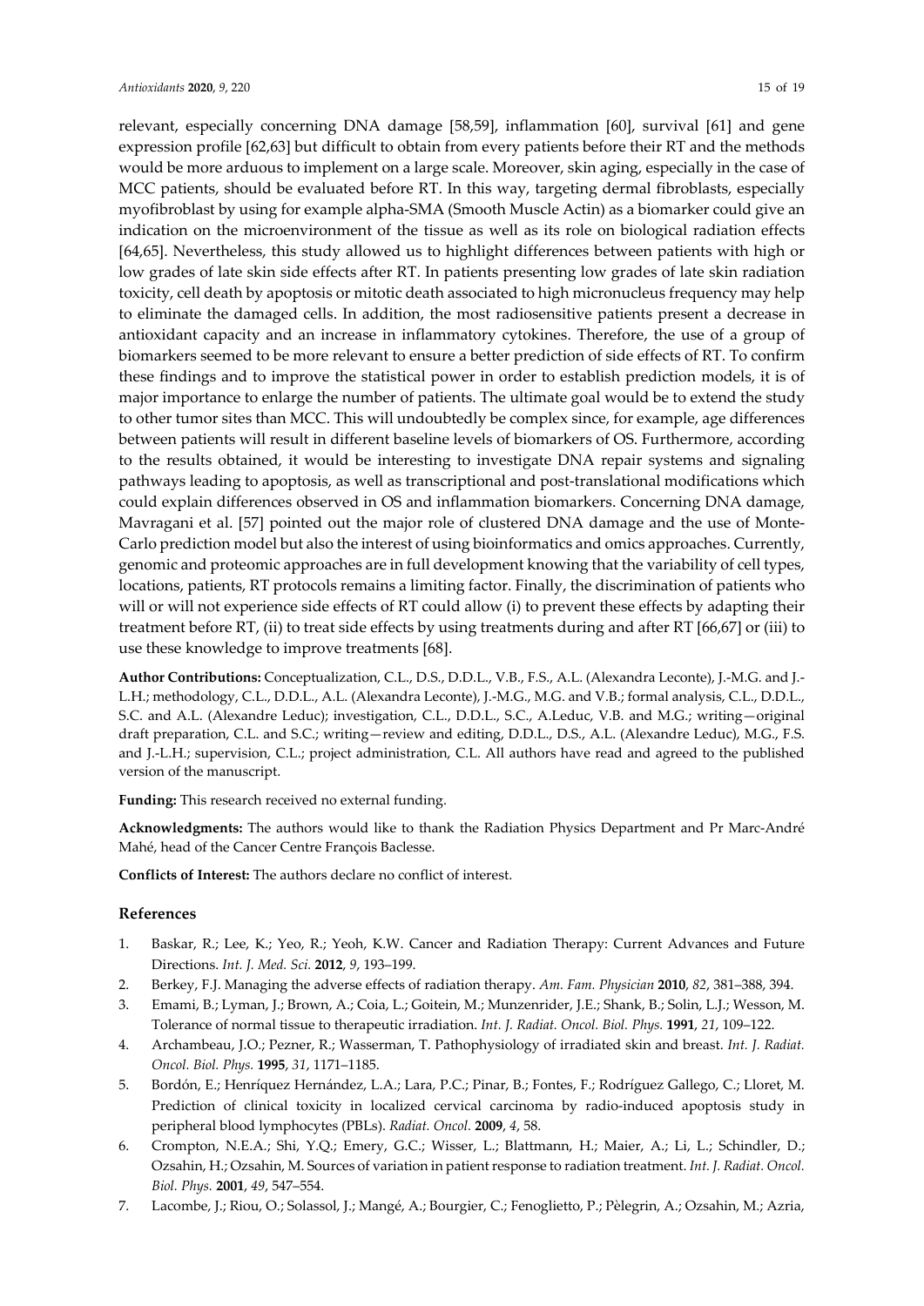relevant, especially concerning DNA damage [58,59], inflammation [60], survival [61] and gene expression profile [62,63] but difficult to obtain from every patients before their RT and the methods would be more arduous to implement on a large scale. Moreover, skin aging, especially in the case of MCC patients, should be evaluated before RT. In this way, targeting dermal fibroblasts, especially myofibroblast by using for example alpha-SMA (Smooth Muscle Actin) as a biomarker could give an indication on the microenvironment of the tissue as well as its role on biological radiation effects [64,65]. Nevertheless, this study allowed us to highlight differences between patients with high or low grades of late skin side effects after RT. In patients presenting low grades of late skin radiation toxicity, cell death by apoptosis or mitotic death associated to high micronucleus frequency may help to eliminate the damaged cells. In addition, the most radiosensitive patients present a decrease in antioxidant capacity and an increase in inflammatory cytokines. Therefore, the use of a group of biomarkers seemed to be more relevant to ensure a better prediction of side effects of RT. To confirm these findings and to improve the statistical power in order to establish prediction models, it is of major importance to enlarge the number of patients. The ultimate goal would be to extend the study to other tumor sites than MCC. This will undoubtedly be complex since, for example, age differences between patients will result in different baseline levels of biomarkers of OS. Furthermore, according to the results obtained, it would be interesting to investigate DNA repair systems and signaling pathways leading to apoptosis, as well as transcriptional and post-translational modifications which could explain differences observed in OS and inflammation biomarkers. Concerning DNA damage, Mavragani et al. [57] pointed out the major role of clustered DNA damage and the use of Monte-Carlo prediction model but also the interest of using bioinformatics and omics approaches. Currently, genomic and proteomic approaches are in full development knowing that the variability of cell types, locations, patients, RT protocols remains a limiting factor. Finally, the discrimination of patients who will or will not experience side effects of RT could allow (i) to prevent these effects by adapting their treatment before RT, (ii) to treat side effects by using treatments during and after RT [66,67] or (iii) to use these knowledge to improve treatments [68].

**Author Contributions:** Conceptualization, C.L., D.S., D.D.L., V.B., F.S., A.L. (Alexandra Leconte), J.-M.G. and J.-L.H.; methodology, C.L., D.D.L., A.L. (Alexandra Leconte), J.-M.G., M.G. and V.B.; formal analysis, C.L., D.D.L., S.C. and A.L. (Alexandre Leduc); investigation, C.L., D.D.L., S.C., A.Leduc, V.B. and M.G.; writing—original draft preparation, C.L. and S.C.; writing—review and editing, D.D.L., D.S., A.L. (Alexandre Leduc), M.G., F.S. and J.-L.H.; supervision, C.L.; project administration, C.L. All authors have read and agreed to the published version of the manuscript.

**Funding:** This research received no external funding.

**Acknowledgments:** The authors would like to thank the Radiation Physics Department and Pr Marc-André Mahé, head of the Cancer Centre François Baclesse.

**Conflicts of Interest:** The authors declare no conflict of interest.

## References

1. Baskar, R.; Lee, K.; Yeo, R.; Yeoh, K.W. Cancer and Radiation Therapy: Current Advances and Future Directions. *Int. J. Med. Sci.* **2012**, *9*, 193–199.
2. Berkey, F.J. Managing the adverse effects of radiation therapy. *Am. Fam. Physician* **2010**, *82*, 381–388, 394.
3. Emami, B.; Lyman, J.; Brown, A.; Coia, L.; Goitein, M.; Munzenrider, J.E.; Shank, B.; Solin, L.J.; Wesson, M. Tolerance of normal tissue to therapeutic irradiation. *Int. J. Radiat. Oncol. Biol. Phys.* **1991**, *21*, 109–122.
4. Archambeau, J.O.; Pezner, R.; Wasserman, T. Pathophysiology of irradiated skin and breast. *Int. J. Radiat. Oncol. Biol. Phys.* **1995**, *31*, 1171–1185.
5. Bordón, E.; Henríquez Hernández, L.A.; Lara, P.C.; Pinar, B.; Fontes, F.; Rodríguez Gallego, C.; Lloret, M. Prediction of clinical toxicity in localized cervical carcinoma by radio-induced apoptosis study in peripheral blood lymphocytes (PBLs). *Radiat. Oncol.* **2009**, *4*, 58.
6. Crompton, N.E.A.; Shi, Y.Q.; Emery, G.C.; Wisser, L.; Blattmann, H.; Maier, A.; Li, L.; Schindler, D.; Ozsahin, H.; Ozsahin, M. Sources of variation in patient response to radiation treatment. *Int. J. Radiat. Oncol. Biol. Phys.* **2001**, *49*, 547–554.
7. Lacombe, J.; Riou, O.; Solassol, J.; Mangé, A.; Bourgier, C.; Fenoglietto, P.; Pèlegrin, A.; Ozsahin, M.; Azria,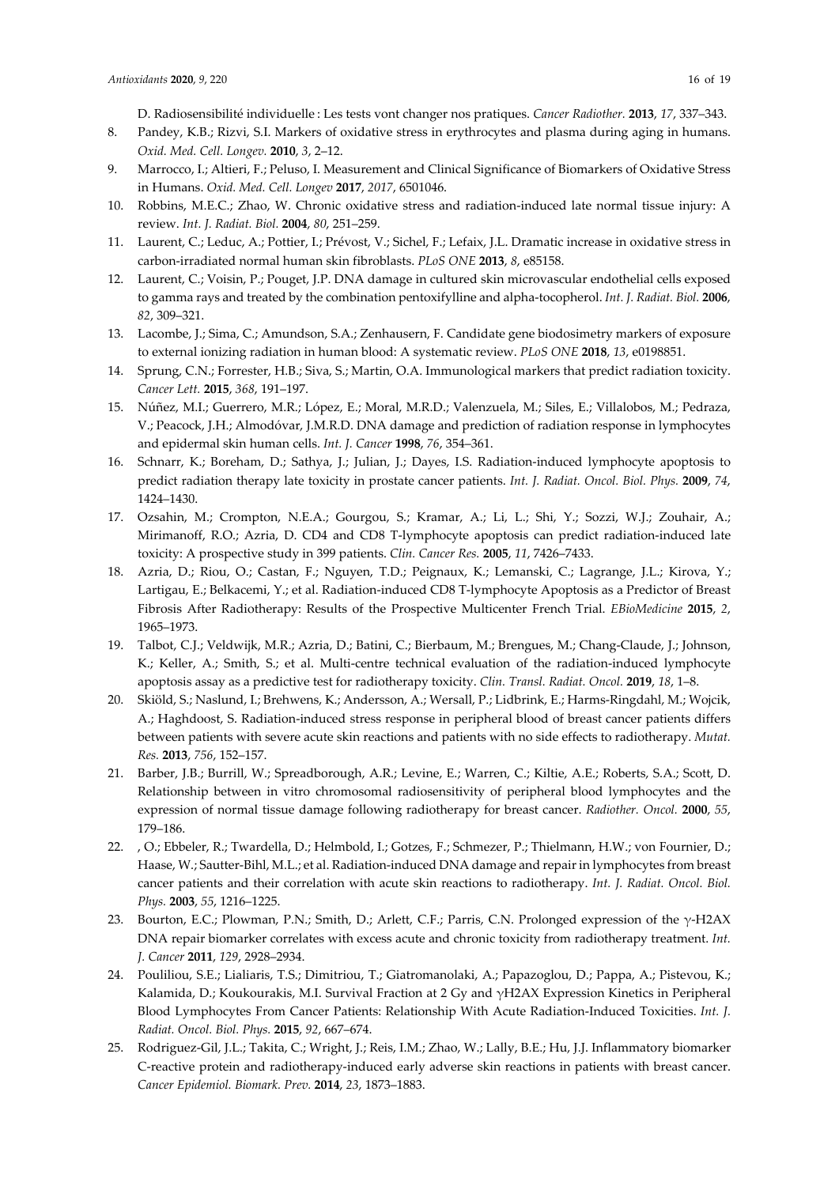D. Radiosensibilité individuelle : Les tests vont changer nos pratiques. *Cancer Radiother.* **2013**, *17*, 337–343.

8. Pandey, K.B.; Rizvi, S.I. Markers of oxidative stress in erythrocytes and plasma during aging in humans. *Oxid. Med. Cell. Longev.* **2010**, *3*, 2–12.
9. Marrocco, I.; Altieri, F.; Peluso, I. Measurement and Clinical Significance of Biomarkers of Oxidative Stress in Humans. *Oxid. Med. Cell. Longev* **2017**, *2017*, 6501046.
10. Robbins, M.E.C.; Zhao, W. Chronic oxidative stress and radiation-induced late normal tissue injury: A review. *Int. J. Radiat. Biol.* **2004**, *80*, 251–259.
11. Laurent, C.; Leduc, A.; Pottier, I.; Prévost, V.; Sichel, F.; Lefaix, J.L. Dramatic increase in oxidative stress in carbon-irradiated normal human skin fibroblasts. *PLoS ONE* **2013**, *8*, e85158.
12. Laurent, C.; Voisin, P.; Pouget, J.P. DNA damage in cultured skin microvascular endothelial cells exposed to gamma rays and treated by the combination pentoxifylline and alpha-tocopherol. *Int. J. Radiat. Biol.* **2006**, *82*, 309–321.
13. Lacombe, J.; Sima, C.; Amundson, S.A.; Zenhausern, F. Candidate gene biodosimetry markers of exposure to external ionizing radiation in human blood: A systematic review. *PLoS ONE* **2018**, *13*, e0198851.
14. Sprung, C.N.; Forrester, H.B.; Siva, S.; Martin, O.A. Immunological markers that predict radiation toxicity. *Cancer Lett.* **2015**, *368*, 191–197.
15. Núñez, M.I.; Guerrero, M.R.; López, E.; Moral, M.R.D.; Valenzuela, M.; Siles, E.; Villalobos, M.; Pedraza, V.; Peacock, J.H.; Almodóvar, J.M.R.D. DNA damage and prediction of radiation response in lymphocytes and epidermal skin human cells. *Int. J. Cancer* **1998**, *76*, 354–361.
16. Schnarr, K.; Boreham, D.; Sathya, J.; Julian, J.; Dayes, I.S. Radiation-induced lymphocyte apoptosis to predict radiation therapy late toxicity in prostate cancer patients. *Int. J. Radiat. Oncol. Biol. Phys.* **2009**, *74*, 1424–1430.
17. Ozsahin, M.; Crompton, N.E.A.; Gourgou, S.; Kramar, A.; Li, L.; Shi, Y.; Sozzi, W.J.; Zouhair, A.; Mirimanoff, R.O.; Azria, D. CD4 and CD8 T-lymphocyte apoptosis can predict radiation-induced late toxicity: A prospective study in 399 patients. *Clin. Cancer Res.* **2005**, *11*, 7426–7433.
18. Azria, D.; Riou, O.; Castan, F.; Nguyen, T.D.; Peignaux, K.; Lemanski, C.; Lagrange, J.L.; Kirova, Y.; Lartigau, E.; Belkacemi, Y.; et al. Radiation-induced CD8 T-lymphocyte Apoptosis as a Predictor of Breast Fibrosis After Radiotherapy: Results of the Prospective Multicenter French Trial. *EBioMedicine* **2015**, *2*, 1965–1973.
19. Talbot, C.J.; Veldwijk, M.R.; Azria, D.; Batini, C.; Bierbaum, M.; Brengues, M.; Chang-Claude, J.; Johnson, K.; Keller, A.; Smith, S.; et al. Multi-centre technical evaluation of the radiation-induced lymphocyte apoptosis assay as a predictive test for radiotherapy toxicity. *Clin. Transl. Radiat. Oncol.* **2019**, *18*, 1–8.
20. Skiöld, S.; Naslund, I.; Brehwens, K.; Andersson, A.; Wersall, P.; Lidbrink, E.; Harms-Ringdahl, M.; Wojcik, A.; Haghdoost, S. Radiation-induced stress response in peripheral blood of breast cancer patients differs between patients with severe acute skin reactions and patients with no side effects to radiotherapy. *Mutat. Res.* **2013**, *756*, 152–157.
21. Barber, J.B.; Burrill, W.; Spreadborough, A.R.; Levine, E.; Warren, C.; Kiltie, A.E.; Roberts, S.A.; Scott, D. Relationship between in vitro chromosomal radiosensitivity of peripheral blood lymphocytes and the expression of normal tissue damage following radiotherapy for breast cancer. *Radiother. Oncol.* **2000**, *55*, 179–186.
22. , O.; Ebbeler, R.; Twardella, D.; Helmbold, I.; Gotzes, F.; Schmezer, P.; Thielmann, H.W.; von Fournier, D.; Haase, W.; Sautter-Bihl, M.L.; et al. Radiation-induced DNA damage and repair in lymphocytes from breast cancer patients and their correlation with acute skin reactions to radiotherapy. *Int. J. Radiat. Oncol. Biol. Phys.* **2003**, *55*, 1216–1225.
23. Bourton, E.C.; Plowman, P.N.; Smith, D.; Arlett, C.F.; Parris, C.N. Prolonged expression of the γ-H2AX DNA repair biomarker correlates with excess acute and chronic toxicity from radiotherapy treatment. *Int. J. Cancer* **2011**, *129*, 2928–2934.
24. Pouliliou, S.E.; Lialiaris, T.S.; Dimitriou, T.; Giatromanolaki, A.; Papazoglou, D.; Pappa, A.; Pistevou, K.; Kalamida, D.; Koukourakis, M.I. Survival Fraction at 2 Gy and γH2AX Expression Kinetics in Peripheral Blood Lymphocytes From Cancer Patients: Relationship With Acute Radiation-Induced Toxicities. *Int. J. Radiat. Oncol. Biol. Phys.* **2015**, *92*, 667–674.
25. Rodriguez-Gil, J.L.; Takita, C.; Wright, J.; Reis, I.M.; Zhao, W.; Lally, B.E.; Hu, J.J. Inflammatory biomarker C-reactive protein and radiotherapy-induced early adverse skin reactions in patients with breast cancer. *Cancer Epidemiol. Biomark. Prev.* **2014**, *23*, 1873–1883.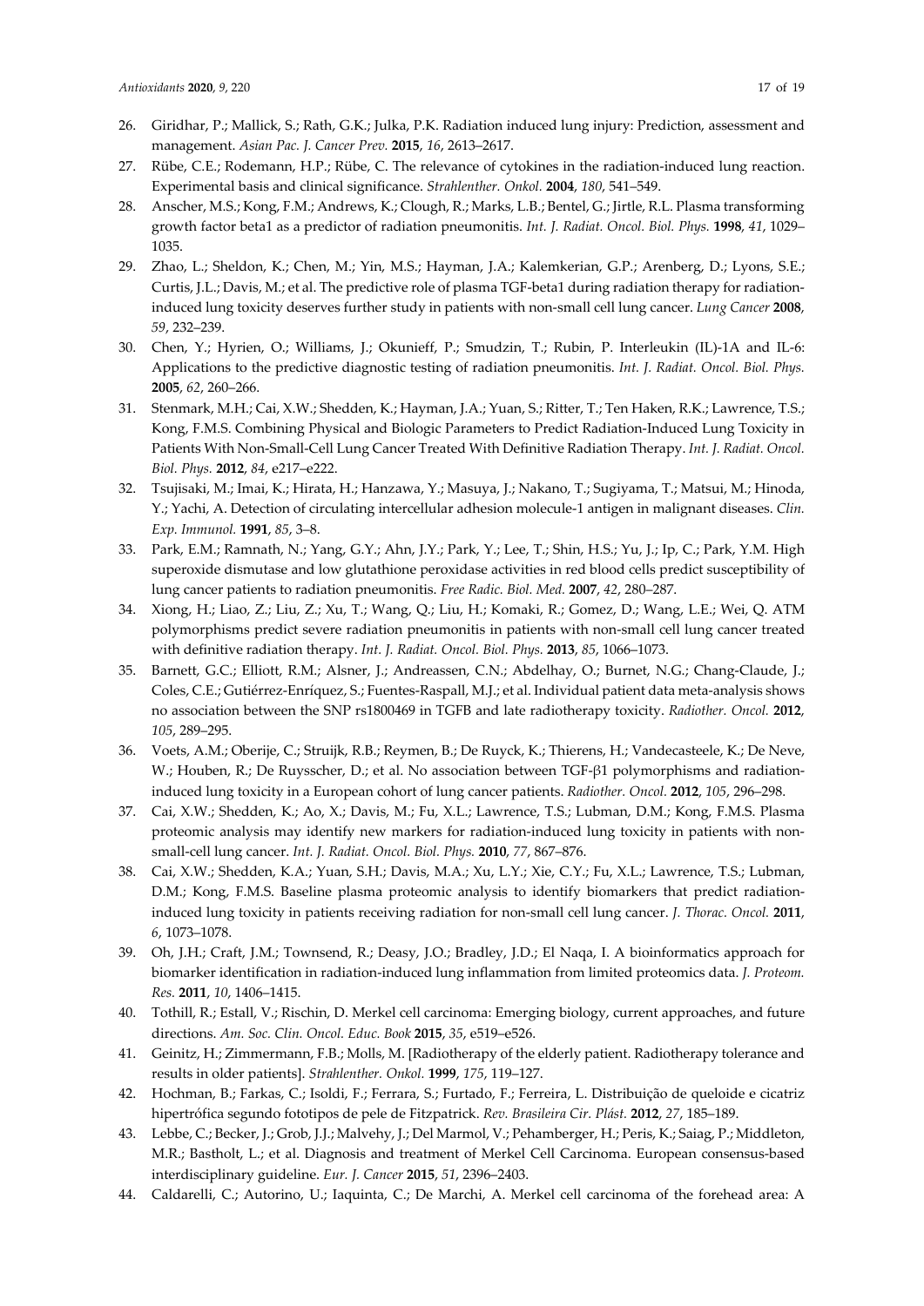26. Giridhar, P.; Mallick, S.; Rath, G.K.; Julka, P.K. Radiation induced lung injury: Prediction, assessment and management. *Asian Pac. J. Cancer Prev.* **2015**, *16*, 2613–2617.
27. Rübe, C.E.; Rodemann, H.P.; Rübe, C. The relevance of cytokines in the radiation-induced lung reaction. Experimental basis and clinical significance. *Strahlenther. Onkol.* **2004**, *180*, 541–549.
28. Anscher, M.S.; Kong, F.M.; Andrews, K.; Clough, R.; Marks, L.B.; Bentel, G.; Jirtle, R.L. Plasma transforming growth factor beta1 as a predictor of radiation pneumonitis. *Int. J. Radiat. Oncol. Biol. Phys.* **1998**, *41*, 1029–1035.
29. Zhao, L.; Sheldon, K.; Chen, M.; Yin, M.S.; Hayman, J.A.; Kalemkerian, G.P.; Arenberg, D.; Lyons, S.E.; Curtis, J.L.; Davis, M.; et al. The predictive role of plasma TGF-beta1 during radiation therapy for radiation-induced lung toxicity deserves further study in patients with non-small cell lung cancer. *Lung Cancer* **2008**, *59*, 232–239.
30. Chen, Y.; Hyrien, O.; Williams, J.; Okunieff, P.; Smudzin, T.; Rubin, P. Interleukin (IL)-1A and IL-6: Applications to the predictive diagnostic testing of radiation pneumonitis. *Int. J. Radiat. Oncol. Biol. Phys.* **2005**, *62*, 260–266.
31. Stenmark, M.H.; Cai, X.W.; Shedden, K.; Hayman, J.A.; Yuan, S.; Ritter, T.; Ten Haken, R.K.; Lawrence, T.S.; Kong, F.M.S. Combining Physical and Biologic Parameters to Predict Radiation-Induced Lung Toxicity in Patients With Non-Small-Cell Lung Cancer Treated With Definitive Radiation Therapy. *Int. J. Radiat. Oncol. Biol. Phys.* **2012**, *84*, e217–e222.
32. Tsujisaki, M.; Imai, K.; Hirata, H.; Hanzawa, Y.; Masuya, J.; Nakano, T.; Sugiyama, T.; Matsui, M.; Hinoda, Y.; Yachi, A. Detection of circulating intercellular adhesion molecule-1 antigen in malignant diseases. *Clin. Exp. Immunol.* **1991**, *85*, 3–8.
33. Park, E.M.; Ramnath, N.; Yang, G.Y.; Ahn, J.Y.; Park, Y.; Lee, T.; Shin, H.S.; Yu, J.; Ip, C.; Park, Y.M. High superoxide dismutase and low glutathione peroxidase activities in red blood cells predict susceptibility of lung cancer patients to radiation pneumonitis. *Free Radic. Biol. Med.* **2007**, *42*, 280–287.
34. Xiong, H.; Liao, Z.; Liu, Z.; Xu, T.; Wang, Q.; Liu, H.; Komaki, R.; Gomez, D.; Wang, L.E.; Wei, Q. ATM polymorphisms predict severe radiation pneumonitis in patients with non-small cell lung cancer treated with definitive radiation therapy. *Int. J. Radiat. Oncol. Biol. Phys.* **2013**, *85*, 1066–1073.
35. Barnett, G.C.; Elliott, R.M.; Alsner, J.; Andreassen, C.N.; Abdelhay, O.; Burnet, N.G.; Chang-Claude, J.; Coles, C.E.; Gutiérrez-Enríquez, S.; Fuentes-Raspall, M.J.; et al. Individual patient data meta-analysis shows no association between the SNP rs1800469 in TGFB and late radiotherapy toxicity. *Radiother. Oncol.* **2012**, *105*, 289–295.
36. Voets, A.M.; Oberije, C.; Struijk, R.B.; Reymen, B.; De Ruyck, K.; Thierens, H.; Vandecasteele, K.; De Neve, W.; Houben, R.; De Ruysscher, D.; et al. No association between TGF-β1 polymorphisms and radiation-induced lung toxicity in a European cohort of lung cancer patients. *Radiother. Oncol.* **2012**, *105*, 296–298.
37. Cai, X.W.; Shedden, K.; Ao, X.; Davis, M.; Fu, X.L.; Lawrence, T.S.; Lubman, D.M.; Kong, F.M.S. Plasma proteomic analysis may identify new markers for radiation-induced lung toxicity in patients with non-small-cell lung cancer. *Int. J. Radiat. Oncol. Biol. Phys.* **2010**, *77*, 867–876.
38. Cai, X.W.; Shedden, K.A.; Yuan, S.H.; Davis, M.A.; Xu, L.Y.; Xie, C.Y.; Fu, X.L.; Lawrence, T.S.; Lubman, D.M.; Kong, F.M.S. Baseline plasma proteomic analysis to identify biomarkers that predict radiation-induced lung toxicity in patients receiving radiation for non-small cell lung cancer. *J. Thorac. Oncol.* **2011**, *6*, 1073–1078.
39. Oh, J.H.; Craft, J.M.; Townsend, R.; Deasy, J.O.; Bradley, J.D.; El Naqa, I. A bioinformatics approach for biomarker identification in radiation-induced lung inflammation from limited proteomics data. *J. Proteom. Res.* **2011**, *10*, 1406–1415.
40. Tothill, R.; Estall, V.; Rischin, D. Merkel cell carcinoma: Emerging biology, current approaches, and future directions. *Am. Soc. Clin. Oncol. Educ. Book* **2015**, *35*, e519–e526.
41. Geinitz, H.; Zimmermann, F.B.; Molls, M. [Radiotherapy of the elderly patient. Radiotherapy tolerance and results in older patients]. *Strahlenther. Onkol.* **1999**, *175*, 119–127.
42. Hochman, B.; Farkas, C.; Isoldi, F.; Ferrara, S.; Furtado, F.; Ferreira, L. Distribuição de queloide e cicatriz hipertrófica segundo fototipos de pele de Fitzpatrick. *Rev. Brasileira Cir. Plást.* **2012**, *27*, 185–189.
43. Lebbe, C.; Becker, J.; Grob, J.J.; Malvehy, J.; Del Marmol, V.; Pehamberger, H.; Peris, K.; Saiag, P.; Middleton, M.R.; Bastholt, L.; et al. Diagnosis and treatment of Merkel Cell Carcinoma. European consensus-based interdisciplinary guideline. *Eur. J. Cancer* **2015**, *51*, 2396–2403.
44. Caldarelli, C.; Autorino, U.; Iaquinta, C.; De Marchi, A. Merkel cell carcinoma of the forehead area: A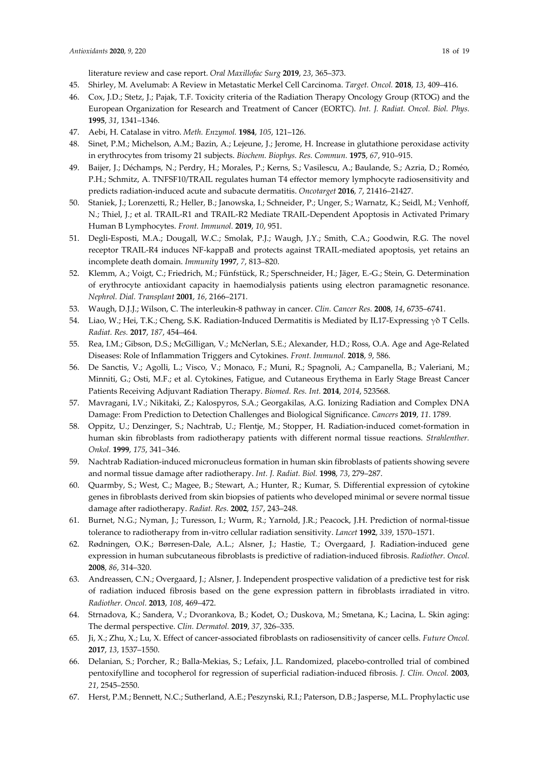literature review and case report. *Oral Maxillofac Surg* **2019**, *23*, 365–373.

45. Shirley, M. Avelumab: A Review in Metastatic Merkel Cell Carcinoma. *Target. Oncol.* **2018**, *13*, 409–416.
46. Cox, J.D.; Stetz, J.; Pajak, T.F. Toxicity criteria of the Radiation Therapy Oncology Group (RTOG) and the European Organization for Research and Treatment of Cancer (EORTC). *Int. J. Radiat. Oncol. Biol. Phys.* **1995**, *31*, 1341–1346.
47. Aebi, H. Catalase in vitro. *Meth. Enzymol.* **1984**, *105*, 121–126.
48. Sinet, P.M.; Michelson, A.M.; Bazin, A.; Lejeune, J.; Jerome, H. Increase in glutathione peroxidase activity in erythrocytes from trisomy 21 subjects. *Biochem. Biophys. Res. Commun.* **1975**, *67*, 910–915.
49. Baijer, J.; Déchamps, N.; Perdry, H.; Morales, P.; Kerns, S.; Vasilescu, A.; Baulande, S.; Azria, D.; Roméo, P.H.; Schmitz, A. TNFSF10/TRAIL regulates human T4 effector memory lymphocyte radiosensitivity and predicts radiation-induced acute and subacute dermatitis. *Oncotarget* **2016**, *7*, 21416–21427.
50. Staniek, J.; Lorenzetti, R.; Heller, B.; Janowska, I.; Schneider, P.; Unger, S.; Warnatz, K.; Seidl, M.; Venhoff, N.; Thiel, J.; et al. TRAIL-R1 and TRAIL-R2 Mediate TRAIL-Dependent Apoptosis in Activated Primary Human B Lymphocytes. *Front. Immunol.* **2019**, *10*, 951.
51. Degli-Esposti, M.A.; Dougall, W.C.; Smolak, P.J.; Waugh, J.Y.; Smith, C.A.; Goodwin, R.G. The novel receptor TRAIL-R4 induces NF-kappaB and protects against TRAIL-mediated apoptosis, yet retains an incomplete death domain. *Immunity* **1997**, *7*, 813–820.
52. Klemm, A.; Voigt, C.; Friedrich, M.; Fünfstück, R.; Sperschneider, H.; Jäger, E.-G.; Stein, G. Determination of erythrocyte antioxidant capacity in haemodialysis patients using electron paramagnetic resonance. *Nephrol. Dial. Transplant* **2001**, *16*, 2166–2171.
53. Waugh, D.J.J.; Wilson, C. The interleukin-8 pathway in cancer. *Clin. Cancer Res.* **2008**, *14*, 6735–6741.
54. Liao, W.; Hei, T.K.; Cheng, S.K. Radiation-Induced Dermatitis is Mediated by IL17-Expressing γδ T Cells. *Radiat. Res.* **2017**, *187*, 454–464.
55. Rea, I.M.; Gibson, D.S.; McGilligan, V.; McNerlan, S.E.; Alexander, H.D.; Ross, O.A. Age and Age-Related Diseases: Role of Inflammation Triggers and Cytokines. *Front. Immunol.* **2018**, *9*, 586.
56. De Sanctis, V.; Agolli, L.; Visco, V.; Monaco, F.; Muni, R.; Spagnoli, A.; Campanella, B.; Valeriani, M.; Minniti, G.; Osti, M.F.; et al. Cytokines, Fatigue, and Cutaneous Erythema in Early Stage Breast Cancer Patients Receiving Adjuvant Radiation Therapy. *Biomed. Res. Int.* **2014**, *2014*, 523568.
57. Mavragani, I.V.; Nikitaki, Z.; Kalospyros, S.A.; Georgakilas, A.G. Ionizing Radiation and Complex DNA Damage: From Prediction to Detection Challenges and Biological Significance. *Cancers* **2019**, *11*. 1789.
58. Oppitz, U.; Denzinger, S.; Nachtrab, U.; Flentje, M.; Stopper, H. Radiation-induced comet-formation in human skin fibroblasts from radiotherapy patients with different normal tissue reactions. *Strahlenther. Onkol.* **1999**, *175*, 341–346.
59. Nachtrab Radiation-induced micronucleus formation in human skin fibroblasts of patients showing severe and normal tissue damage after radiotherapy. *Int. J. Radiat. Biol.* **1998**, *73*, 279–287.
60. Quarmby, S.; West, C.; Magee, B.; Stewart, A.; Hunter, R.; Kumar, S. Differential expression of cytokine genes in fibroblasts derived from skin biopsies of patients who developed minimal or severe normal tissue damage after radiotherapy. *Radiat. Res.* **2002**, *157*, 243–248.
61. Burnet, N.G.; Nyman, J.; Turesson, I.; Wurm, R.; Yarnold, J.R.; Peacock, J.H. Prediction of normal-tissue tolerance to radiotherapy from in-vitro cellular radiation sensitivity. *Lancet* **1992**, *339*, 1570–1571.
62. Rødningen, O.K.; Børresen-Dale, A.L.; Alsner, J.; Hastie, T.; Overgaard, J. Radiation-induced gene expression in human subcutaneous fibroblasts is predictive of radiation-induced fibrosis. *Radiother. Oncol.* **2008**, *86*, 314–320.
63. Andreassen, C.N.; Overgaard, J.; Alsner, J. Independent prospective validation of a predictive test for risk of radiation induced fibrosis based on the gene expression pattern in fibroblasts irradiated in vitro. *Radiother. Oncol.* **2013**, *108*, 469–472.
64. Strnadova, K.; Sandera, V.; Dvorankova, B.; Kodet, O.; Duskova, M.; Smetana, K.; Lacina, L. Skin aging: The dermal perspective. *Clin. Dermatol.* **2019**, *37*, 326–335.
65. Ji, X.; Zhu, X.; Lu, X. Effect of cancer-associated fibroblasts on radiosensitivity of cancer cells. *Future Oncol.* **2017**, *13*, 1537–1550.
66. Delanian, S.; Porcher, R.; Balla-Mekias, S.; Lefaix, J.L. Randomized, placebo-controlled trial of combined pentoxifylline and tocopherol for regression of superficial radiation-induced fibrosis. *J. Clin. Oncol.* **2003**, *21*, 2545–2550.
67. Herst, P.M.; Bennett, N.C.; Sutherland, A.E.; Peszynski, R.I.; Paterson, D.B.; Jasperse, M.L. Prophylactic use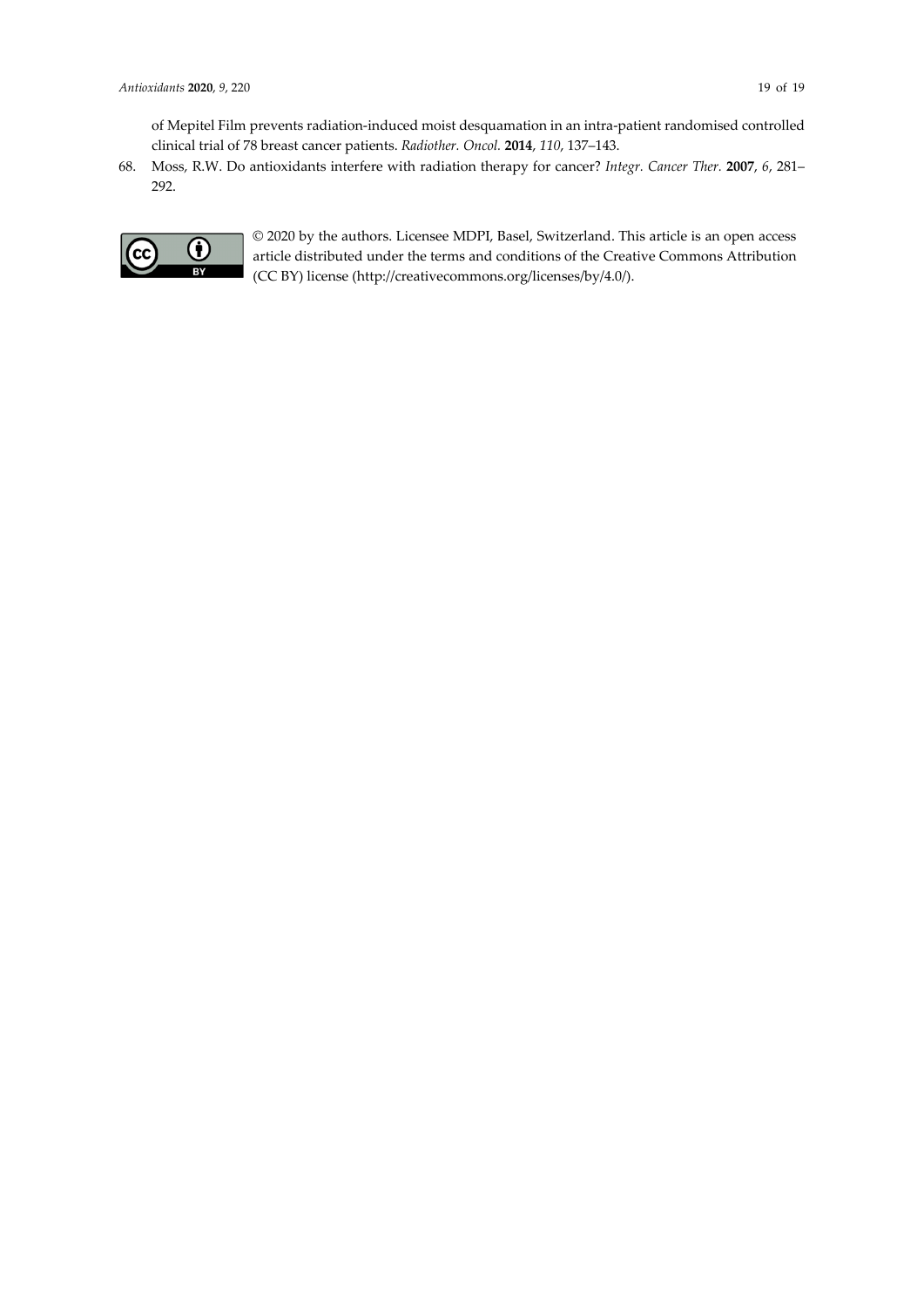of Mepitel Film prevents radiation-induced moist desquamation in an intra-patient randomised controlled clinical trial of 78 breast cancer patients. *Radiother. Oncol.* **2014**, *110*, 137–143.

68. Moss, R.W. Do antioxidants interfere with radiation therapy for cancer? *Integr. Cancer Ther.* **2007**, *6*, 281–292.

© 2020 by the authors. Licensee MDPI, Basel, Switzerland. This article is an open access article distributed under the terms and conditions of the Creative Commons Attribution (CC BY) license (http://creativecommons.org/licenses/by/4.0/).